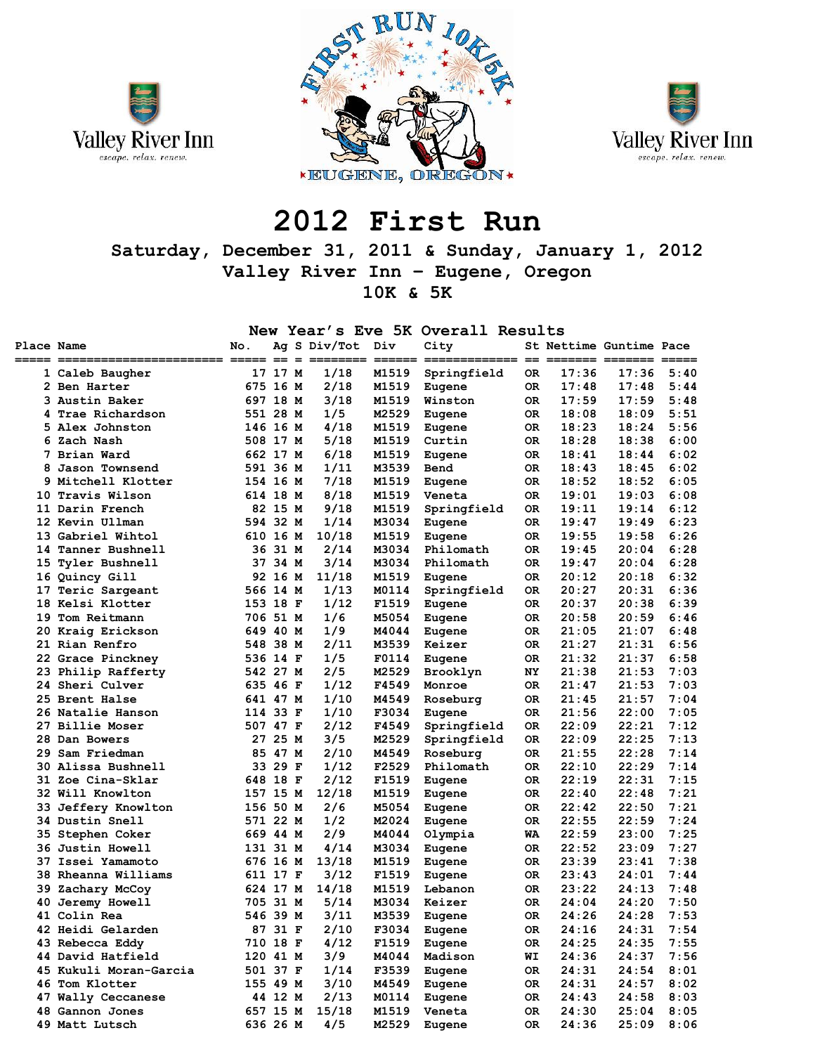Valley River Inn
escape. relax. renew.

FIRST RUN 10K/5K
EUGENE, OREGON

Valley River Inn
escape. relax. renew.

# 2012 First Run

## Saturday, December 31, 2011 & Sunday, January 1, 2012
## Valley River Inn – Eugene, Oregon
## 10K & 5K

### New Year's Eve 5K Overall Results

| Place | Name | No. | Ag | S | Div/Tot | Div | City | St | Nettime | Guntime | Pace |
|---|---|---|---|---|---|---|---|---|---|---|---|
| 1 | Caleb Baugher | 17 | 17 | M | 1/18 | M1519 | Springfield | OR | 17:36 | 17:36 | 5:40 |
| 2 | Ben Harter | 675 | 16 | M | 2/18 | M1519 | Eugene | OR | 17:48 | 17:48 | 5:44 |
| 3 | Austin Baker | 697 | 18 | M | 3/18 | M1519 | Winston | OR | 17:59 | 17:59 | 5:48 |
| 4 | Trae Richardson | 551 | 28 | M | 1/5 | M2529 | Eugene | OR | 18:08 | 18:09 | 5:51 |
| 5 | Alex Johnston | 146 | 16 | M | 4/18 | M1519 | Eugene | OR | 18:23 | 18:24 | 5:56 |
| 6 | Zach Nash | 508 | 17 | M | 5/18 | M1519 | Curtin | OR | 18:28 | 18:38 | 6:00 |
| 7 | Brian Ward | 662 | 17 | M | 6/18 | M1519 | Eugene | OR | 18:41 | 18:44 | 6:02 |
| 8 | Jason Townsend | 591 | 36 | M | 1/11 | M3539 | Bend | OR | 18:43 | 18:45 | 6:02 |
| 9 | Mitchell Klotter | 154 | 16 | M | 7/18 | M1519 | Eugene | OR | 18:52 | 18:52 | 6:05 |
| 10 | Travis Wilson | 614 | 18 | M | 8/18 | M1519 | Veneta | OR | 19:01 | 19:03 | 6:08 |
| 11 | Darin French | 82 | 15 | M | 9/18 | M1519 | Springfield | OR | 19:11 | 19:14 | 6:12 |
| 12 | Kevin Ullman | 594 | 32 | M | 1/14 | M3034 | Eugene | OR | 19:47 | 19:49 | 6:23 |
| 13 | Gabriel Wihtol | 610 | 16 | M | 10/18 | M1519 | Eugene | OR | 19:55 | 19:58 | 6:26 |
| 14 | Tanner Bushnell | 36 | 31 | M | 2/14 | M3034 | Philomath | OR | 19:45 | 20:04 | 6:28 |
| 15 | Tyler Bushnell | 37 | 34 | M | 3/14 | M3034 | Philomath | OR | 19:47 | 20:04 | 6:28 |
| 16 | Quincy Gill | 92 | 16 | M | 11/18 | M1519 | Eugene | OR | 20:12 | 20:18 | 6:32 |
| 17 | Teric Sargeant | 566 | 14 | M | 1/13 | M0114 | Springfield | OR | 20:27 | 20:31 | 6:36 |
| 18 | Kelsi Klotter | 153 | 18 | F | 1/12 | F1519 | Eugene | OR | 20:37 | 20:38 | 6:39 |
| 19 | Tom Reitmann | 706 | 51 | M | 1/6 | M5054 | Eugene | OR | 20:58 | 20:59 | 6:46 |
| 20 | Kraig Erickson | 649 | 40 | M | 1/9 | M4044 | Eugene | OR | 21:05 | 21:07 | 6:48 |
| 21 | Rian Renfro | 548 | 38 | M | 2/11 | M3539 | Keizer | OR | 21:27 | 21:31 | 6:56 |
| 22 | Grace Pinckney | 536 | 14 | F | 1/5 | F0114 | Eugene | OR | 21:32 | 21:37 | 6:58 |
| 23 | Philip Rafferty | 542 | 27 | M | 2/5 | M2529 | Brooklyn | NY | 21:38 | 21:53 | 7:03 |
| 24 | Sheri Culver | 635 | 46 | F | 1/12 | F4549 | Monroe | OR | 21:47 | 21:53 | 7:03 |
| 25 | Brent Halse | 641 | 47 | M | 1/10 | M4549 | Roseburg | OR | 21:45 | 21:57 | 7:04 |
| 26 | Natalie Hanson | 114 | 33 | F | 1/10 | F3034 | Eugene | OR | 21:56 | 22:00 | 7:05 |
| 27 | Billie Moser | 507 | 47 | F | 2/12 | F4549 | Springfield | OR | 22:09 | 22:21 | 7:12 |
| 28 | Dan Bowers | 27 | 25 | M | 3/5 | M2529 | Springfield | OR | 22:09 | 22:25 | 7:13 |
| 29 | Sam Friedman | 85 | 47 | M | 2/10 | M4549 | Roseburg | OR | 21:55 | 22:28 | 7:14 |
| 30 | Alissa Bushnell | 33 | 29 | F | 1/12 | F2529 | Philomath | OR | 22:10 | 22:29 | 7:14 |
| 31 | Zoe Cina-Sklar | 648 | 18 | F | 2/12 | F1519 | Eugene | OR | 22:19 | 22:31 | 7:15 |
| 32 | Will Knowlton | 157 | 15 | M | 12/18 | M1519 | Eugene | OR | 22:40 | 22:48 | 7:21 |
| 33 | Jeffery Knowlton | 156 | 50 | M | 2/6 | M5054 | Eugene | OR | 22:42 | 22:50 | 7:21 |
| 34 | Dustin Snell | 571 | 22 | M | 1/2 | M2024 | Eugene | OR | 22:55 | 22:59 | 7:24 |
| 35 | Stephen Coker | 669 | 44 | M | 2/9 | M4044 | Olympia | WA | 22:59 | 23:00 | 7:25 |
| 36 | Justin Howell | 131 | 31 | M | 4/14 | M3034 | Eugene | OR | 22:52 | 23:09 | 7:27 |
| 37 | Issei Yamamoto | 676 | 16 | M | 13/18 | M1519 | Eugene | OR | 23:39 | 23:41 | 7:38 |
| 38 | Rheanna Williams | 611 | 17 | F | 3/12 | F1519 | Eugene | OR | 23:43 | 24:01 | 7:44 |
| 39 | Zachary McCoy | 624 | 17 | M | 14/18 | M1519 | Lebanon | OR | 23:22 | 24:13 | 7:48 |
| 40 | Jeremy Howell | 705 | 31 | M | 5/14 | M3034 | Keizer | OR | 24:04 | 24:20 | 7:50 |
| 41 | Colin Rea | 546 | 39 | M | 3/11 | M3539 | Eugene | OR | 24:26 | 24:28 | 7:53 |
| 42 | Heidi Gelarden | 87 | 31 | F | 2/10 | F3034 | Eugene | OR | 24:16 | 24:31 | 7:54 |
| 43 | Rebecca Eddy | 710 | 18 | F | 4/12 | F1519 | Eugene | OR | 24:25 | 24:35 | 7:55 |
| 44 | David Hatfield | 120 | 41 | M | 3/9 | M4044 | Madison | WI | 24:36 | 24:37 | 7:56 |
| 45 | Kukuli Moran-Garcia | 501 | 37 | F | 1/14 | F3539 | Eugene | OR | 24:31 | 24:54 | 8:01 |
| 46 | Tom Klotter | 155 | 49 | M | 3/10 | M4549 | Eugene | OR | 24:31 | 24:57 | 8:02 |
| 47 | Wally Ceccanese | 44 | 12 | M | 2/13 | M0114 | Eugene | OR | 24:43 | 24:58 | 8:03 |
| 48 | Gannon Jones | 657 | 15 | M | 15/18 | M1519 | Veneta | OR | 24:30 | 25:04 | 8:05 |
| 49 | Matt Lutsch | 636 | 26 | M | 4/5 | M2529 | Eugene | OR | 24:36 | 25:09 | 8:06 |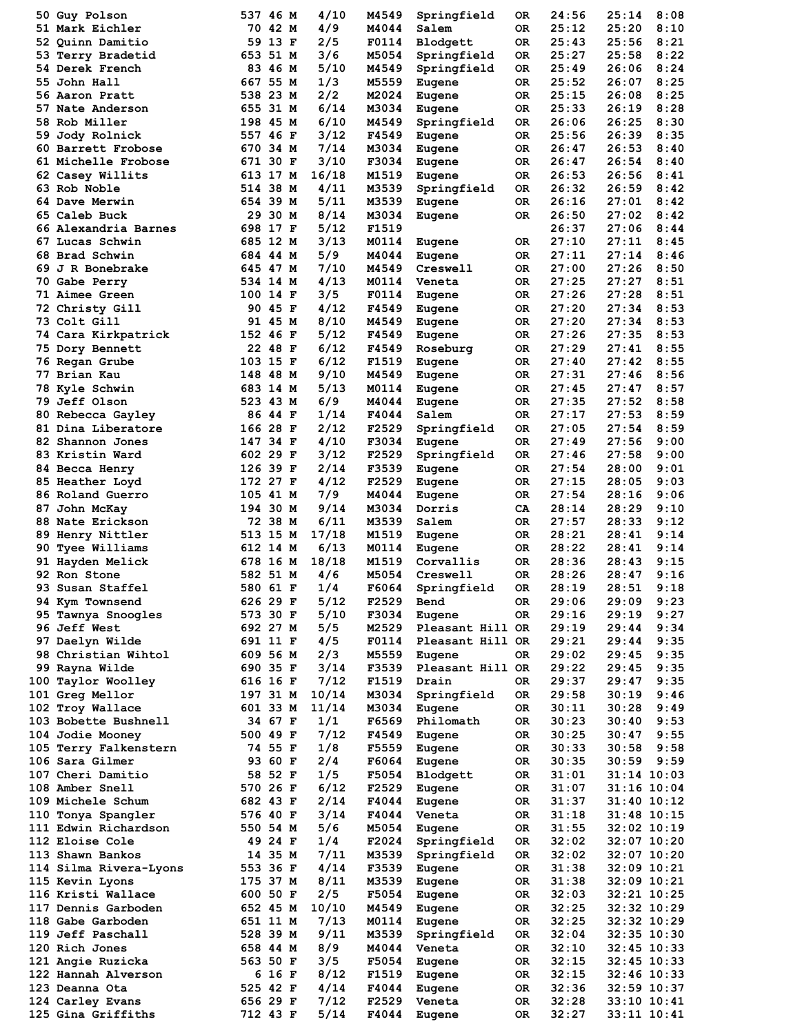| Place | Name | Bib | Age | Sex | Div Place | Division | City | State | Chip Time | Gun Time | Pace |
|---|---|---|---|---|---|---|---|---|---|---|---|
| 50 | Guy Polson | 537 | 46 | M | 4/10 | M4549 | Springfield | OR | 24:56 | 25:14 | 8:08 |
| 51 | Mark Eichler | 70 | 42 | M | 4/9 | M4044 | Salem | OR | 25:12 | 25:20 | 8:10 |
| 52 | Quinn Damitio | 59 | 13 | F | 2/5 | F0114 | Blodgett | OR | 25:43 | 25:56 | 8:21 |
| 53 | Terry Bradetid | 653 | 51 | M | 3/6 | M5054 | Springfield | OR | 25:27 | 25:58 | 8:22 |
| 54 | Derek French | 83 | 46 | M | 5/10 | M4549 | Springfield | OR | 25:49 | 26:06 | 8:24 |
| 55 | John Hall | 667 | 55 | M | 1/3 | M5559 | Eugene | OR | 25:52 | 26:07 | 8:25 |
| 56 | Aaron Pratt | 538 | 23 | M | 2/2 | M2024 | Eugene | OR | 25:15 | 26:08 | 8:25 |
| 57 | Nate Anderson | 655 | 31 | M | 6/14 | M3034 | Eugene | OR | 25:33 | 26:19 | 8:28 |
| 58 | Rob Miller | 198 | 45 | M | 6/10 | M4549 | Springfield | OR | 26:06 | 26:25 | 8:30 |
| 59 | Jody Rolnick | 557 | 46 | F | 3/12 | F4549 | Eugene | OR | 25:56 | 26:39 | 8:35 |
| 60 | Barrett Frobose | 670 | 34 | M | 7/14 | M3034 | Eugene | OR | 26:47 | 26:53 | 8:40 |
| 61 | Michelle Frobose | 671 | 30 | F | 3/10 | F3034 | Eugene | OR | 26:47 | 26:54 | 8:40 |
| 62 | Casey Willits | 613 | 17 | M | 16/18 | M1519 | Eugene | OR | 26:53 | 26:56 | 8:41 |
| 63 | Rob Noble | 514 | 38 | M | 4/11 | M3539 | Springfield | OR | 26:32 | 26:59 | 8:42 |
| 64 | Dave Merwin | 654 | 39 | M | 5/11 | M3539 | Eugene | OR | 26:16 | 27:01 | 8:42 |
| 65 | Caleb Buck | 29 | 30 | M | 8/14 | M3034 | Eugene | OR | 26:50 | 27:02 | 8:42 |
| 66 | Alexandria Barnes | 698 | 17 | F | 5/12 | F1519 | | | 26:37 | 27:06 | 8:44 |
| 67 | Lucas Schwin | 685 | 12 | M | 3/13 | M0114 | Eugene | OR | 27:10 | 27:11 | 8:45 |
| 68 | Brad Schwin | 684 | 44 | M | 5/9 | M4044 | Eugene | OR | 27:11 | 27:14 | 8:46 |
| 69 | J R Bonebrake | 645 | 47 | M | 7/10 | M4549 | Creswell | OR | 27:00 | 27:26 | 8:50 |
| 70 | Gabe Perry | 534 | 14 | M | 4/13 | M0114 | Veneta | OR | 27:25 | 27:27 | 8:51 |
| 71 | Aimee Green | 100 | 14 | F | 3/5 | F0114 | Eugene | OR | 27:26 | 27:28 | 8:51 |
| 72 | Christy Gill | 90 | 45 | F | 4/12 | F4549 | Eugene | OR | 27:20 | 27:34 | 8:53 |
| 73 | Colt Gill | 91 | 45 | M | 8/10 | M4549 | Eugene | OR | 27:20 | 27:34 | 8:53 |
| 74 | Cara Kirkpatrick | 152 | 46 | F | 5/12 | F4549 | Eugene | OR | 27:26 | 27:35 | 8:53 |
| 75 | Dory Bennett | 22 | 48 | F | 6/12 | F4549 | Roseburg | OR | 27:29 | 27:41 | 8:55 |
| 76 | Regan Grube | 103 | 15 | F | 6/12 | F1519 | Eugene | OR | 27:40 | 27:42 | 8:55 |
| 77 | Brian Kau | 148 | 48 | M | 9/10 | M4549 | Eugene | OR | 27:31 | 27:46 | 8:56 |
| 78 | Kyle Schwin | 683 | 14 | M | 5/13 | M0114 | Eugene | OR | 27:45 | 27:47 | 8:57 |
| 79 | Jeff Olson | 523 | 43 | M | 6/9 | M4044 | Eugene | OR | 27:35 | 27:52 | 8:58 |
| 80 | Rebecca Gayley | 86 | 44 | F | 1/14 | F4044 | Salem | OR | 27:17 | 27:53 | 8:59 |
| 81 | Dina Liberatore | 166 | 28 | F | 2/12 | F2529 | Springfield | OR | 27:05 | 27:54 | 8:59 |
| 82 | Shannon Jones | 147 | 34 | F | 4/10 | F3034 | Eugene | OR | 27:49 | 27:56 | 9:00 |
| 83 | Kristin Ward | 602 | 29 | F | 3/12 | F2529 | Springfield | OR | 27:46 | 27:58 | 9:00 |
| 84 | Becca Henry | 126 | 39 | F | 2/14 | F3539 | Eugene | OR | 27:54 | 28:00 | 9:01 |
| 85 | Heather Loyd | 172 | 27 | F | 4/12 | F2529 | Eugene | OR | 27:15 | 28:05 | 9:03 |
| 86 | Roland Guerro | 105 | 41 | M | 7/9 | M4044 | Eugene | OR | 27:54 | 28:16 | 9:06 |
| 87 | John McKay | 194 | 30 | M | 9/14 | M3034 | Dorris | CA | 28:14 | 28:29 | 9:10 |
| 88 | Nate Erickson | 72 | 38 | M | 6/11 | M3539 | Salem | OR | 27:57 | 28:33 | 9:12 |
| 89 | Henry Nittler | 513 | 15 | M | 17/18 | M1519 | Eugene | OR | 28:21 | 28:41 | 9:14 |
| 90 | Tyee Williams | 612 | 14 | M | 6/13 | M0114 | Eugene | OR | 28:22 | 28:41 | 9:14 |
| 91 | Hayden Melick | 678 | 16 | M | 18/18 | M1519 | Corvallis | OR | 28:36 | 28:43 | 9:15 |
| 92 | Ron Stone | 582 | 51 | M | 4/6 | M5054 | Creswell | OR | 28:26 | 28:47 | 9:16 |
| 93 | Susan Staffel | 580 | 61 | F | 1/4 | F6064 | Springfield | OR | 28:19 | 28:51 | 9:18 |
| 94 | Kym Townsend | 626 | 29 | F | 5/12 | F2529 | Bend | OR | 29:06 | 29:09 | 9:23 |
| 95 | Tawnya Snoogles | 573 | 30 | F | 5/10 | F3034 | Eugene | OR | 29:16 | 29:19 | 9:27 |
| 96 | Jeff West | 692 | 27 | M | 5/5 | M2529 | Pleasant Hill | OR | 29:19 | 29:44 | 9:34 |
| 97 | Daelyn Wilde | 691 | 11 | F | 4/5 | F0114 | Pleasant Hill | OR | 29:21 | 29:44 | 9:35 |
| 98 | Christian Wihtol | 609 | 56 | M | 2/3 | M5559 | Eugene | OR | 29:02 | 29:45 | 9:35 |
| 99 | Rayna Wilde | 690 | 35 | F | 3/14 | F3539 | Pleasant Hill | OR | 29:22 | 29:45 | 9:35 |
| 100 | Taylor Woolley | 616 | 16 | F | 7/12 | F1519 | Drain | OR | 29:37 | 29:47 | 9:35 |
| 101 | Greg Mellor | 197 | 31 | M | 10/14 | M3034 | Springfield | OR | 29:58 | 30:19 | 9:46 |
| 102 | Troy Wallace | 601 | 33 | M | 11/14 | M3034 | Eugene | OR | 30:11 | 30:28 | 9:49 |
| 103 | Bobette Bushnell | 34 | 67 | F | 1/1 | F6569 | Philomath | OR | 30:23 | 30:40 | 9:53 |
| 104 | Jodie Mooney | 500 | 49 | F | 7/12 | F4549 | Eugene | OR | 30:25 | 30:47 | 9:55 |
| 105 | Terry Falkenstern | 74 | 55 | F | 1/8 | F5559 | Eugene | OR | 30:33 | 30:58 | 9:58 |
| 106 | Sara Gilmer | 93 | 60 | F | 2/4 | F6064 | Eugene | OR | 30:35 | 30:59 | 9:59 |
| 107 | Cheri Damitio | 58 | 52 | F | 1/5 | F5054 | Blodgett | OR | 31:01 | 31:14 | 10:03 |
| 108 | Amber Snell | 570 | 26 | F | 6/12 | F2529 | Eugene | OR | 31:07 | 31:16 | 10:04 |
| 109 | Michele Schum | 682 | 43 | F | 2/14 | F4044 | Eugene | OR | 31:37 | 31:40 | 10:12 |
| 110 | Tonya Spangler | 576 | 40 | F | 3/14 | F4044 | Veneta | OR | 31:18 | 31:48 | 10:15 |
| 111 | Edwin Richardson | 550 | 54 | M | 5/6 | M5054 | Eugene | OR | 31:55 | 32:02 | 10:19 |
| 112 | Eloise Cole | 49 | 24 | F | 1/4 | F2024 | Springfield | OR | 32:02 | 32:07 | 10:20 |
| 113 | Shawn Bankos | 14 | 35 | M | 7/11 | M3539 | Springfield | OR | 32:02 | 32:07 | 10:20 |
| 114 | Silma Rivera-Lyons | 553 | 36 | F | 4/14 | F3539 | Eugene | OR | 31:38 | 32:09 | 10:21 |
| 115 | Kevin Lyons | 175 | 37 | M | 8/11 | M3539 | Eugene | OR | 31:38 | 32:09 | 10:21 |
| 116 | Kristi Wallace | 600 | 50 | F | 2/5 | F5054 | Eugene | OR | 32:03 | 32:21 | 10:25 |
| 117 | Dennis Garboden | 652 | 45 | M | 10/10 | M4549 | Eugene | OR | 32:25 | 32:32 | 10:29 |
| 118 | Gabe Garboden | 651 | 11 | M | 7/13 | M0114 | Eugene | OR | 32:25 | 32:32 | 10:29 |
| 119 | Jeff Paschall | 528 | 39 | M | 9/11 | M3539 | Springfield | OR | 32:04 | 32:35 | 10:30 |
| 120 | Rich Jones | 658 | 44 | M | 8/9 | M4044 | Veneta | OR | 32:10 | 32:45 | 10:33 |
| 121 | Angie Ruzicka | 563 | 50 | F | 3/5 | F5054 | Eugene | OR | 32:15 | 32:45 | 10:33 |
| 122 | Hannah Alverson | 6 | 16 | F | 8/12 | F1519 | Eugene | OR | 32:15 | 32:46 | 10:33 |
| 123 | Deanna Ota | 525 | 42 | F | 4/14 | F4044 | Eugene | OR | 32:36 | 32:59 | 10:37 |
| 124 | Carley Evans | 656 | 29 | F | 7/12 | F2529 | Veneta | OR | 32:28 | 33:10 | 10:41 |
| 125 | Gina Griffiths | 712 | 43 | F | 5/14 | F4044 | Eugene | OR | 32:27 | 33:11 | 10:41 |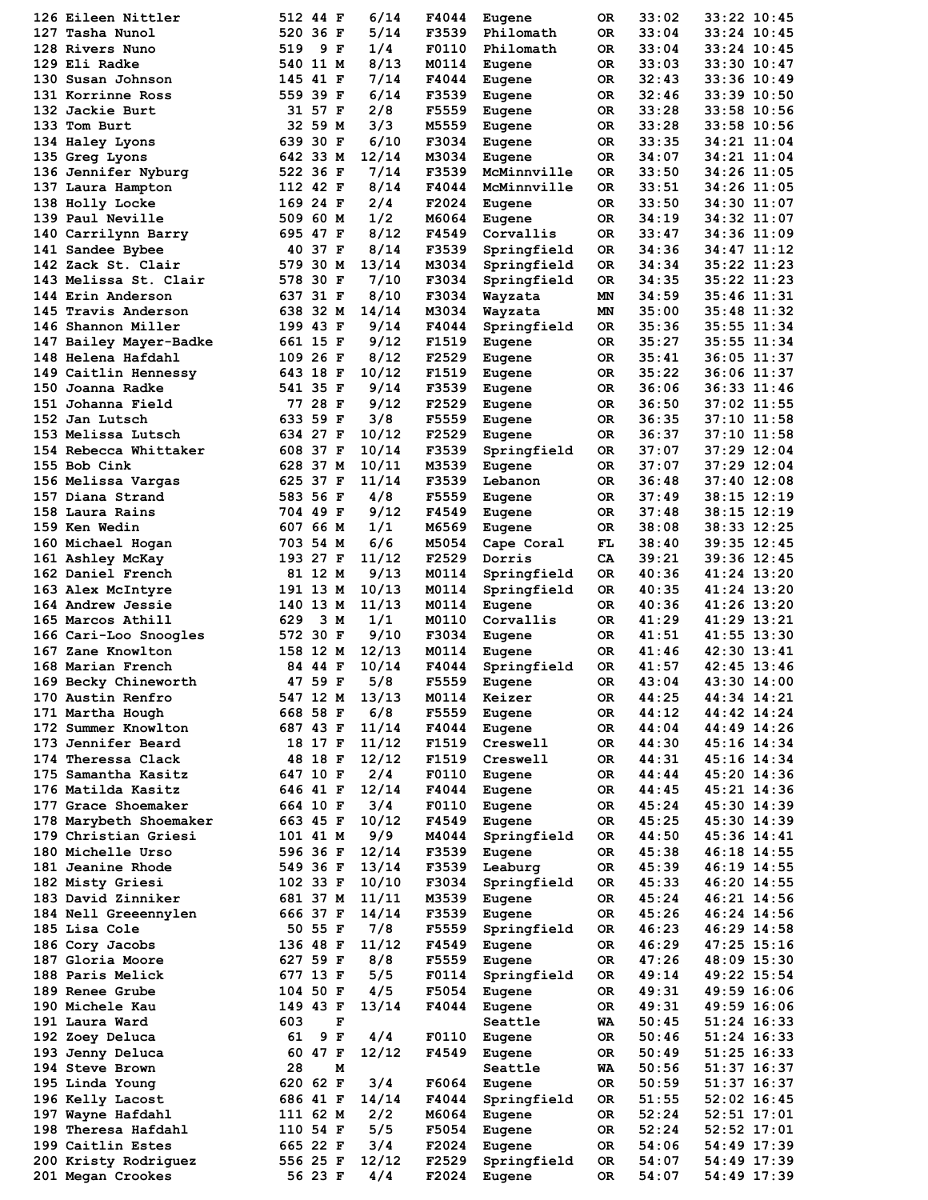| Place | Name | Bib | Age | Sex | Div Place | Div | City | State | Chip Time | Gun Time | Pace |
|---|---|---|---|---|---|---|---|---|---|---|---|
| 126 | Eileen Nittler | 512 | 44 | F | 6/14 | F4044 | Eugene | OR | 33:02 | 33:22 | 10:45 |
| 127 | Tasha Nunol | 520 | 36 | F | 5/14 | F3539 | Philomath | OR | 33:04 | 33:24 | 10:45 |
| 128 | Rivers Nuno | 519 | 9 | F | 1/4 | F0110 | Philomath | OR | 33:04 | 33:24 | 10:45 |
| 129 | Eli Radke | 540 | 11 | M | 8/13 | M0114 | Eugene | OR | 33:03 | 33:30 | 10:47 |
| 130 | Susan Johnson | 145 | 41 | F | 7/14 | F4044 | Eugene | OR | 32:43 | 33:36 | 10:49 |
| 131 | Korrinne Ross | 559 | 39 | F | 6/14 | F3539 | Eugene | OR | 32:46 | 33:39 | 10:50 |
| 132 | Jackie Burt | 31 | 57 | F | 2/8 | F5559 | Eugene | OR | 33:28 | 33:58 | 10:56 |
| 133 | Tom Burt | 32 | 59 | M | 3/3 | M5559 | Eugene | OR | 33:28 | 33:58 | 10:56 |
| 134 | Haley Lyons | 639 | 30 | F | 6/10 | F3034 | Eugene | OR | 33:35 | 34:21 | 11:04 |
| 135 | Greg Lyons | 642 | 33 | M | 12/14 | M3034 | Eugene | OR | 34:07 | 34:21 | 11:04 |
| 136 | Jennifer Nyburg | 522 | 36 | F | 7/14 | F3539 | McMinnville | OR | 33:50 | 34:26 | 11:05 |
| 137 | Laura Hampton | 112 | 42 | F | 8/14 | F4044 | McMinnville | OR | 33:51 | 34:26 | 11:05 |
| 138 | Holly Locke | 169 | 24 | F | 2/4 | F2024 | Eugene | OR | 33:50 | 34:30 | 11:07 |
| 139 | Paul Neville | 509 | 60 | M | 1/2 | M6064 | Eugene | OR | 34:19 | 34:32 | 11:07 |
| 140 | Carrilynn Barry | 695 | 47 | F | 8/12 | F4549 | Corvallis | OR | 33:47 | 34:36 | 11:09 |
| 141 | Sandee Bybee | 40 | 37 | F | 8/14 | F3539 | Springfield | OR | 34:36 | 34:47 | 11:12 |
| 142 | Zack St. Clair | 579 | 30 | M | 13/14 | M3034 | Springfield | OR | 34:34 | 35:22 | 11:23 |
| 143 | Melissa St. Clair | 578 | 30 | F | 7/10 | F3034 | Springfield | OR | 34:35 | 35:22 | 11:23 |
| 144 | Erin Anderson | 637 | 31 | F | 8/10 | F3034 | Wayzata | MN | 34:59 | 35:46 | 11:31 |
| 145 | Travis Anderson | 638 | 32 | M | 14/14 | M3034 | Wayzata | MN | 35:00 | 35:48 | 11:32 |
| 146 | Shannon Miller | 199 | 43 | F | 9/14 | F4044 | Springfield | OR | 35:36 | 35:55 | 11:34 |
| 147 | Bailey Mayer-Badke | 661 | 15 | F | 9/12 | F1519 | Eugene | OR | 35:27 | 35:55 | 11:34 |
| 148 | Helena Hafdahl | 109 | 26 | F | 8/12 | F2529 | Eugene | OR | 35:41 | 36:05 | 11:37 |
| 149 | Caitlin Hennessy | 643 | 18 | F | 10/12 | F1519 | Eugene | OR | 35:22 | 36:06 | 11:37 |
| 150 | Joanna Radke | 541 | 35 | F | 9/14 | F3539 | Eugene | OR | 36:06 | 36:33 | 11:46 |
| 151 | Johanna Field | 77 | 28 | F | 9/12 | F2529 | Eugene | OR | 36:50 | 37:02 | 11:55 |
| 152 | Jan Lutsch | 633 | 59 | F | 3/8 | F5559 | Eugene | OR | 36:35 | 37:10 | 11:58 |
| 153 | Melissa Lutsch | 634 | 27 | F | 10/12 | F2529 | Eugene | OR | 36:37 | 37:10 | 11:58 |
| 154 | Rebecca Whittaker | 608 | 37 | F | 10/14 | F3539 | Springfield | OR | 37:07 | 37:29 | 12:04 |
| 155 | Bob Cink | 628 | 37 | M | 10/11 | M3539 | Eugene | OR | 37:07 | 37:29 | 12:04 |
| 156 | Melissa Vargas | 625 | 37 | F | 11/14 | F3539 | Lebanon | OR | 36:48 | 37:40 | 12:08 |
| 157 | Diana Strand | 583 | 56 | F | 4/8 | F5559 | Eugene | OR | 37:49 | 38:15 | 12:19 |
| 158 | Laura Rains | 704 | 49 | F | 9/12 | F4549 | Eugene | OR | 37:48 | 38:15 | 12:19 |
| 159 | Ken Wedin | 607 | 66 | M | 1/1 | M6569 | Eugene | OR | 38:08 | 38:33 | 12:25 |
| 160 | Michael Hogan | 703 | 54 | M | 6/6 | M5054 | Cape Coral | FL | 38:40 | 39:35 | 12:45 |
| 161 | Ashley McKay | 193 | 27 | F | 11/12 | F2529 | Dorris | CA | 39:21 | 39:36 | 12:45 |
| 162 | Daniel French | 81 | 12 | M | 9/13 | M0114 | Springfield | OR | 40:36 | 41:24 | 13:20 |
| 163 | Alex McIntyre | 191 | 13 | M | 10/13 | M0114 | Springfield | OR | 40:35 | 41:24 | 13:20 |
| 164 | Andrew Jessie | 140 | 13 | M | 11/13 | M0114 | Eugene | OR | 40:36 | 41:26 | 13:20 |
| 165 | Marcos Athill | 629 | 3 | M | 1/1 | M0110 | Corvallis | OR | 41:29 | 41:29 | 13:21 |
| 166 | Cari-Loo Snoogles | 572 | 30 | F | 9/10 | F3034 | Eugene | OR | 41:51 | 41:55 | 13:30 |
| 167 | Zane Knowlton | 158 | 12 | M | 12/13 | M0114 | Eugene | OR | 41:46 | 42:30 | 13:41 |
| 168 | Marian French | 84 | 44 | F | 10/14 | F4044 | Springfield | OR | 41:57 | 42:45 | 13:46 |
| 169 | Becky Chineworth | 47 | 59 | F | 5/8 | F5559 | Eugene | OR | 43:04 | 43:30 | 14:00 |
| 170 | Austin Renfro | 547 | 12 | M | 13/13 | M0114 | Keizer | OR | 44:25 | 44:34 | 14:21 |
| 171 | Martha Hough | 668 | 58 | F | 6/8 | F5559 | Eugene | OR | 44:12 | 44:42 | 14:24 |
| 172 | Summer Knowlton | 687 | 43 | F | 11/14 | F4044 | Eugene | OR | 44:04 | 44:49 | 14:26 |
| 173 | Jennifer Beard | 18 | 17 | F | 11/12 | F1519 | Creswell | OR | 44:30 | 45:16 | 14:34 |
| 174 | Theressa Clack | 48 | 18 | F | 12/12 | F1519 | Creswell | OR | 44:31 | 45:16 | 14:34 |
| 175 | Samantha Kasitz | 647 | 10 | F | 2/4 | F0110 | Eugene | OR | 44:44 | 45:20 | 14:36 |
| 176 | Matilda Kasitz | 646 | 41 | F | 12/14 | F4044 | Eugene | OR | 44:45 | 45:21 | 14:36 |
| 177 | Grace Shoemaker | 664 | 10 | F | 3/4 | F0110 | Eugene | OR | 45:24 | 45:30 | 14:39 |
| 178 | Marybeth Shoemaker | 663 | 45 | F | 10/12 | F4549 | Eugene | OR | 45:25 | 45:30 | 14:39 |
| 179 | Christian Griesi | 101 | 41 | M | 9/9 | M4044 | Springfield | OR | 44:50 | 45:36 | 14:41 |
| 180 | Michelle Urso | 596 | 36 | F | 12/14 | F3539 | Eugene | OR | 45:38 | 46:18 | 14:55 |
| 181 | Jeanine Rhode | 549 | 36 | F | 13/14 | F3539 | Leaburg | OR | 45:39 | 46:19 | 14:55 |
| 182 | Misty Griesi | 102 | 33 | F | 10/10 | F3034 | Springfield | OR | 45:33 | 46:20 | 14:55 |
| 183 | David Zinniker | 681 | 37 | M | 11/11 | M3539 | Eugene | OR | 45:24 | 46:21 | 14:56 |
| 184 | Nell Greeennylen | 666 | 37 | F | 14/14 | F3539 | Eugene | OR | 45:26 | 46:24 | 14:56 |
| 185 | Lisa Cole | 50 | 55 | F | 7/8 | F5559 | Springfield | OR | 46:23 | 46:29 | 14:58 |
| 186 | Cory Jacobs | 136 | 48 | F | 11/12 | F4549 | Eugene | OR | 46:29 | 47:25 | 15:16 |
| 187 | Gloria Moore | 627 | 59 | F | 8/8 | F5559 | Eugene | OR | 47:26 | 48:09 | 15:30 |
| 188 | Paris Melick | 677 | 13 | F | 5/5 | F0114 | Springfield | OR | 49:14 | 49:22 | 15:54 |
| 189 | Renee Grube | 104 | 50 | F | 4/5 | F5054 | Eugene | OR | 49:31 | 49:59 | 16:06 |
| 190 | Michele Kau | 149 | 43 | F | 13/14 | F4044 | Eugene | OR | 49:31 | 49:59 | 16:06 |
| 191 | Laura Ward | 603 | | F | | | Seattle | WA | 50:45 | 51:24 | 16:33 |
| 192 | Zoey Deluca | 61 | 9 | F | 4/4 | F0110 | Eugene | OR | 50:46 | 51:24 | 16:33 |
| 193 | Jenny Deluca | 60 | 47 | F | 12/12 | F4549 | Eugene | OR | 50:49 | 51:25 | 16:33 |
| 194 | Steve Brown | 28 | | M | | | Seattle | WA | 50:56 | 51:37 | 16:37 |
| 195 | Linda Young | 620 | 62 | F | 3/4 | F6064 | Eugene | OR | 50:59 | 51:37 | 16:37 |
| 196 | Kelly Lacost | 686 | 41 | F | 14/14 | F4044 | Springfield | OR | 51:55 | 52:02 | 16:45 |
| 197 | Wayne Hafdahl | 111 | 62 | M | 2/2 | M6064 | Eugene | OR | 52:24 | 52:51 | 17:01 |
| 198 | Theresa Hafdahl | 110 | 54 | F | 5/5 | F5054 | Eugene | OR | 52:24 | 52:52 | 17:01 |
| 199 | Caitlin Estes | 665 | 22 | F | 3/4 | F2024 | Eugene | OR | 54:06 | 54:49 | 17:39 |
| 200 | Kristy Rodriguez | 556 | 25 | F | 12/12 | F2529 | Springfield | OR | 54:07 | 54:49 | 17:39 |
| 201 | Megan Crookes | 56 | 23 | F | 4/4 | F2024 | Eugene | OR | 54:07 | 54:49 | 17:39 |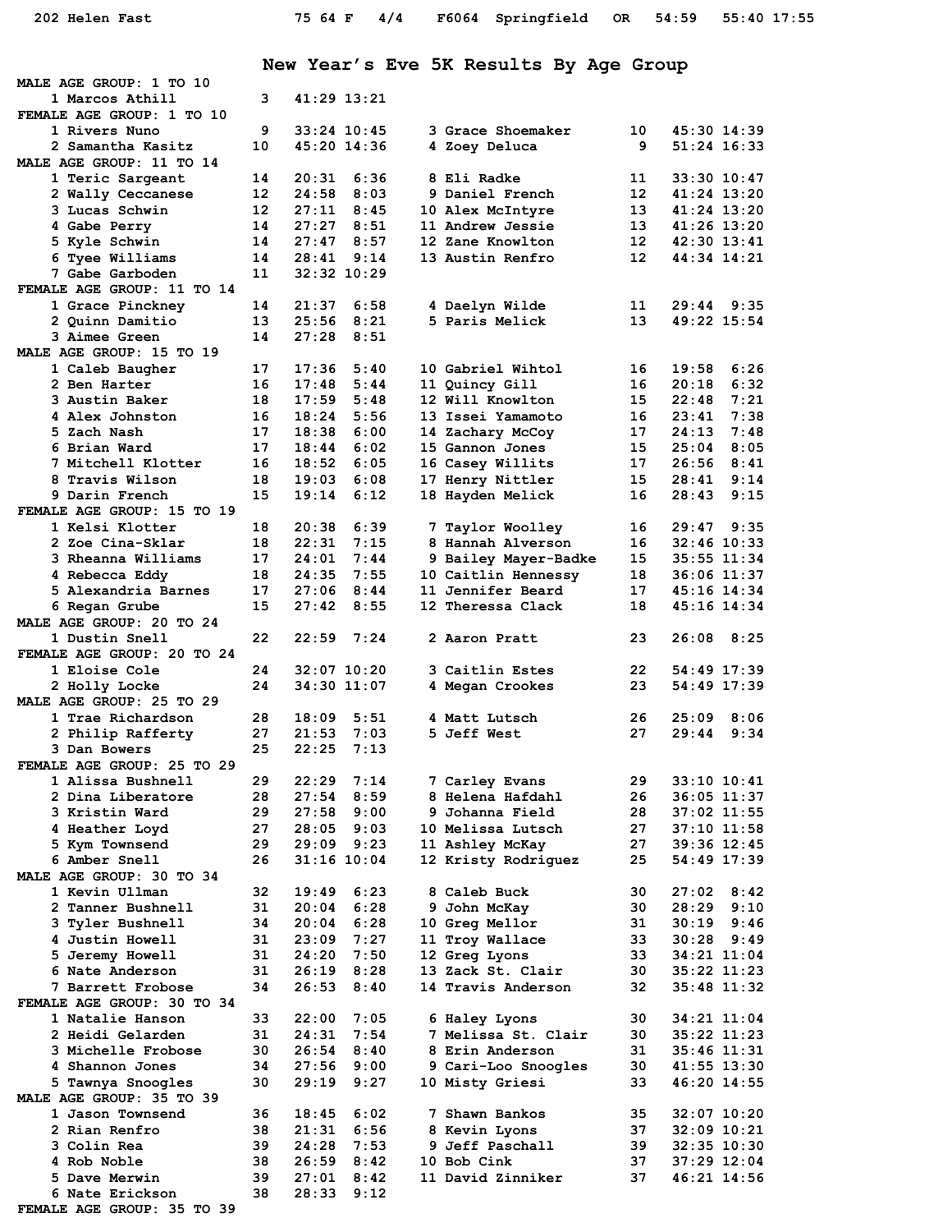```
  202 Helen Fast               75 64 F   4/4    F6064  Springfield   OR   54:59   55:40 17:55
```

## New Year's Eve 5K Results By Age Group

```
MALE AGE GROUP: 1 TO 10
    1 Marcos Athill         3   41:29 13:21
FEMALE AGE GROUP: 1 TO 10
    1 Rivers Nuno           9   33:24 10:45
    2 Samantha Kasitz      10   45:20 14:36
    3 Grace Shoemaker      10   45:30 14:39
    4 Zoey Deluca           9   51:24 16:33
MALE AGE GROUP: 11 TO 14
    1 Teric Sargeant       14   20:31  6:36
    2 Wally Ceccanese      12   24:58  8:03
    3 Lucas Schwin         12   27:11  8:45
    4 Gabe Perry           14   27:27  8:51
    5 Kyle Schwin          14   27:47  8:57
    6 Tyee Williams        14   28:41  9:14
    7 Gabe Garboden        11   32:32 10:29
    8 Eli Radke            11   33:30 10:47
    9 Daniel French        12   41:24 13:20
   10 Alex McIntyre        13   41:24 13:20
   11 Andrew Jessie        13   41:26 13:20
   12 Zane Knowlton        12   42:30 13:41
   13 Austin Renfro        12   44:34 14:21
FEMALE AGE GROUP: 11 TO 14
    1 Grace Pinckney       14   21:37  6:58
    2 Quinn Damitio        13   25:56  8:21
    3 Aimee Green          14   27:28  8:51
    4 Daelyn Wilde         11   29:44  9:35
    5 Paris Melick         13   49:22 15:54
MALE AGE GROUP: 15 TO 19
    1 Caleb Baugher        17   17:36  5:40
    2 Ben Harter           16   17:48  5:44
    3 Austin Baker         18   17:59  5:48
    4 Alex Johnston        16   18:24  5:56
    5 Zach Nash            17   18:38  6:00
    6 Brian Ward           17   18:44  6:02
    7 Mitchell Klotter     16   18:52  6:05
    8 Travis Wilson        18   19:03  6:08
    9 Darin French         15   19:14  6:12
   10 Gabriel Wihtol       16   19:58  6:26
   11 Quincy Gill          16   20:18  6:32
   12 Will Knowlton        15   22:48  7:21
   13 Issei Yamamoto       16   23:41  7:38
   14 Zachary McCoy        17   24:13  7:48
   15 Gannon Jones         15   25:04  8:05
   16 Casey Willits        17   26:56  8:41
   17 Henry Nittler        15   28:41  9:14
   18 Hayden Melick        16   28:43  9:15
FEMALE AGE GROUP: 15 TO 19
    1 Kelsi Klotter        18   20:38  6:39
    2 Zoe Cina-Sklar       18   22:31  7:15
    3 Rheanna Williams     17   24:01  7:44
    4 Rebecca Eddy         18   24:35  7:55
    5 Alexandria Barnes    17   27:06  8:44
    6 Regan Grube          15   27:42  8:55
    7 Taylor Woolley       16   29:47  9:35
    8 Hannah Alverson      16   32:46 10:33
    9 Bailey Mayer-Badke   15   35:55 11:34
   10 Caitlin Hennessy     18   36:06 11:37
   11 Jennifer Beard       17   45:16 14:34
   12 Theressa Clack       18   45:16 14:34
MALE AGE GROUP: 20 TO 24
    1 Dustin Snell         22   22:59  7:24
    2 Aaron Pratt          23   26:08  8:25
FEMALE AGE GROUP: 20 TO 24
    1 Eloise Cole          24   32:07 10:20
    2 Holly Locke          24   34:30 11:07
    3 Caitlin Estes        22   54:49 17:39
    4 Megan Crookes        23   54:49 17:39
MALE AGE GROUP: 25 TO 29
    1 Trae Richardson      28   18:09  5:51
    2 Philip Rafferty      27   21:53  7:03
    3 Dan Bowers           25   22:25  7:13
    4 Matt Lutsch          26   25:09  8:06
    5 Jeff West            27   29:44  9:34
FEMALE AGE GROUP: 25 TO 29
    1 Alissa Bushnell      29   22:29  7:14
    2 Dina Liberatore      28   27:54  8:59
    3 Kristin Ward         29   27:58  9:00
    4 Heather Loyd         27   28:05  9:03
    5 Kym Townsend         29   29:09  9:23
    6 Amber Snell          26   31:16 10:04
    7 Carley Evans         29   33:10 10:41
    8 Helena Hafdahl       26   36:05 11:37
    9 Johanna Field        28   37:02 11:55
   10 Melissa Lutsch       27   37:10 11:58
   11 Ashley McKay         27   39:36 12:45
   12 Kristy Rodriguez     25   54:49 17:39
MALE AGE GROUP: 30 TO 34
    1 Kevin Ullman         32   19:49  6:23
    2 Tanner Bushnell      31   20:04  6:28
    3 Tyler Bushnell       34   20:04  6:28
    4 Justin Howell        31   23:09  7:27
    5 Jeremy Howell        31   24:20  7:50
    6 Nate Anderson        31   26:19  8:28
    7 Barrett Frobose      34   26:53  8:40
    8 Caleb Buck           30   27:02  8:42
    9 John McKay           30   28:29  9:10
   10 Greg Mellor          31   30:19  9:46
   11 Troy Wallace         33   30:28  9:49
   12 Greg Lyons           33   34:21 11:04
   13 Zack St. Clair       30   35:22 11:23
   14 Travis Anderson      32   35:48 11:32
FEMALE AGE GROUP: 30 TO 34
    1 Natalie Hanson       33   22:00  7:05
    2 Heidi Gelarden       31   24:31  7:54
    3 Michelle Frobose     30   26:54  8:40
    4 Shannon Jones        34   27:56  9:00
    5 Tawnya Snoogles      30   29:19  9:27
    6 Haley Lyons          30   34:21 11:04
    7 Melissa St. Clair    30   35:22 11:23
    8 Erin Anderson        31   35:46 11:31
    9 Cari-Loo Snoogles    30   41:55 13:30
   10 Misty Griesi         33   46:20 14:55
MALE AGE GROUP: 35 TO 39
    1 Jason Townsend       36   18:45  6:02
    2 Rian Renfro          38   21:31  6:56
    3 Colin Rea            39   24:28  7:53
    4 Rob Noble            38   26:59  8:42
    5 Dave Merwin          39   27:01  8:42
    6 Nate Erickson        38   28:33  9:12
    7 Shawn Bankos         35   32:07 10:20
    8 Kevin Lyons          37   32:09 10:21
    9 Jeff Paschall        39   32:35 10:30
   10 Bob Cink             37   37:29 12:04
   11 David Zinniker       37   46:21 14:56
FEMALE AGE GROUP: 35 TO 39
```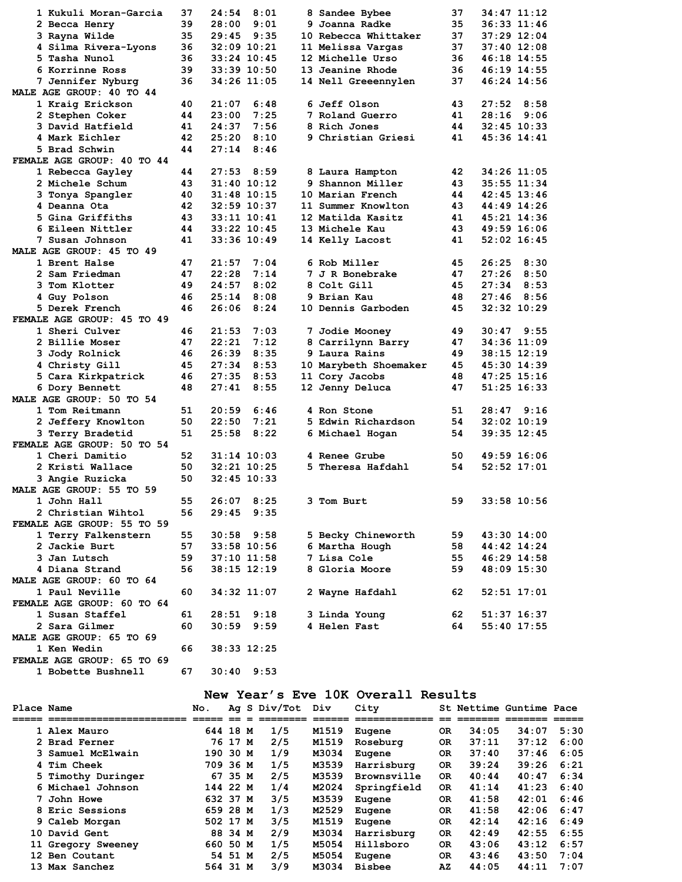| Place | Name | Age | Time | Pace | Place | Name | Age | Time | Pace |
|---|---|---|---|---|---|---|---|---|---|
| 1 | Kukuli Moran-Garcia | 37 | 24:54 | 8:01 | 8 | Sandee Bybee | 37 | 34:47 | 11:12 |
| 2 | Becca Henry | 39 | 28:00 | 9:01 | 9 | Joanna Radke | 35 | 36:33 | 11:46 |
| 3 | Rayna Wilde | 35 | 29:45 | 9:35 | 10 | Rebecca Whittaker | 37 | 37:29 | 12:04 |
| 4 | Silma Rivera-Lyons | 36 | 32:09 | 10:21 | 11 | Melissa Vargas | 37 | 37:40 | 12:08 |
| 5 | Tasha Nunol | 36 | 33:24 | 10:45 | 12 | Michelle Urso | 36 | 46:18 | 14:55 |
| 6 | Korrinne Ross | 39 | 33:39 | 10:50 | 13 | Jeanine Rhode | 36 | 46:19 | 14:55 |
| 7 | Jennifer Nyburg | 36 | 34:26 | 11:05 | 14 | Nell Greeennylen | 37 | 46:24 | 14:56 |

**MALE AGE GROUP: 40 TO 44**

| Place | Name | Age | Time | Pace | Place | Name | Age | Time | Pace |
|---|---|---|---|---|---|---|---|---|---|
| 1 | Kraig Erickson | 40 | 21:07 | 6:48 | 6 | Jeff Olson | 43 | 27:52 | 8:58 |
| 2 | Stephen Coker | 44 | 23:00 | 7:25 | 7 | Roland Guerro | 41 | 28:16 | 9:06 |
| 3 | David Hatfield | 41 | 24:37 | 7:56 | 8 | Rich Jones | 44 | 32:45 | 10:33 |
| 4 | Mark Eichler | 42 | 25:20 | 8:10 | 9 | Christian Griesi | 41 | 45:36 | 14:41 |
| 5 | Brad Schwin | 44 | 27:14 | 8:46 | | | | | |

**FEMALE AGE GROUP: 40 TO 44**

| Place | Name | Age | Time | Pace | Place | Name | Age | Time | Pace |
|---|---|---|---|---|---|---|---|---|---|
| 1 | Rebecca Gayley | 44 | 27:53 | 8:59 | 8 | Laura Hampton | 42 | 34:26 | 11:05 |
| 2 | Michele Schum | 43 | 31:40 | 10:12 | 9 | Shannon Miller | 43 | 35:55 | 11:34 |
| 3 | Tonya Spangler | 40 | 31:48 | 10:15 | 10 | Marian French | 44 | 42:45 | 13:46 |
| 4 | Deanna Ota | 42 | 32:59 | 10:37 | 11 | Summer Knowlton | 43 | 44:49 | 14:26 |
| 5 | Gina Griffiths | 43 | 33:11 | 10:41 | 12 | Matilda Kasitz | 41 | 45:21 | 14:36 |
| 6 | Eileen Nittler | 44 | 33:22 | 10:45 | 13 | Michele Kau | 43 | 49:59 | 16:06 |
| 7 | Susan Johnson | 41 | 33:36 | 10:49 | 14 | Kelly Lacost | 41 | 52:02 | 16:45 |

**MALE AGE GROUP: 45 TO 49**

| Place | Name | Age | Time | Pace | Place | Name | Age | Time | Pace |
|---|---|---|---|---|---|---|---|---|---|
| 1 | Brent Halse | 47 | 21:57 | 7:04 | 6 | Rob Miller | 45 | 26:25 | 8:30 |
| 2 | Sam Friedman | 47 | 22:28 | 7:14 | 7 | J R Bonebrake | 47 | 27:26 | 8:50 |
| 3 | Tom Klotter | 49 | 24:57 | 8:02 | 8 | Colt Gill | 45 | 27:34 | 8:53 |
| 4 | Guy Polson | 46 | 25:14 | 8:08 | 9 | Brian Kau | 48 | 27:46 | 8:56 |
| 5 | Derek French | 46 | 26:06 | 8:24 | 10 | Dennis Garboden | 45 | 32:32 | 10:29 |

**FEMALE AGE GROUP: 45 TO 49**

| Place | Name | Age | Time | Pace | Place | Name | Age | Time | Pace |
|---|---|---|---|---|---|---|---|---|---|
| 1 | Sheri Culver | 46 | 21:53 | 7:03 | 7 | Jodie Mooney | 49 | 30:47 | 9:55 |
| 2 | Billie Moser | 47 | 22:21 | 7:12 | 8 | Carrilynn Barry | 47 | 34:36 | 11:09 |
| 3 | Jody Rolnick | 46 | 26:39 | 8:35 | 9 | Laura Rains | 49 | 38:15 | 12:19 |
| 4 | Christy Gill | 45 | 27:34 | 8:53 | 10 | Marybeth Shoemaker | 45 | 45:30 | 14:39 |
| 5 | Cara Kirkpatrick | 46 | 27:35 | 8:53 | 11 | Cory Jacobs | 48 | 47:25 | 15:16 |
| 6 | Dory Bennett | 48 | 27:41 | 8:55 | 12 | Jenny Deluca | 47 | 51:25 | 16:33 |

**MALE AGE GROUP: 50 TO 54**

| Place | Name | Age | Time | Pace | Place | Name | Age | Time | Pace |
|---|---|---|---|---|---|---|---|---|---|
| 1 | Tom Reitmann | 51 | 20:59 | 6:46 | 4 | Ron Stone | 51 | 28:47 | 9:16 |
| 2 | Jeffery Knowlton | 50 | 22:50 | 7:21 | 5 | Edwin Richardson | 54 | 32:02 | 10:19 |
| 3 | Terry Bradetid | 51 | 25:58 | 8:22 | 6 | Michael Hogan | 54 | 39:35 | 12:45 |

**FEMALE AGE GROUP: 50 TO 54**

| Place | Name | Age | Time | Pace | Place | Name | Age | Time | Pace |
|---|---|---|---|---|---|---|---|---|---|
| 1 | Cheri Damitio | 52 | 31:14 | 10:03 | 4 | Renee Grube | 50 | 49:59 | 16:06 |
| 2 | Kristi Wallace | 50 | 32:21 | 10:25 | 5 | Theresa Hafdahl | 54 | 52:52 | 17:01 |
| 3 | Angie Ruzicka | 50 | 32:45 | 10:33 | | | | | |

**MALE AGE GROUP: 55 TO 59**

| Place | Name | Age | Time | Pace | Place | Name | Age | Time | Pace |
|---|---|---|---|---|---|---|---|---|---|
| 1 | John Hall | 55 | 26:07 | 8:25 | 3 | Tom Burt | 59 | 33:58 | 10:56 |
| 2 | Christian Wihtol | 56 | 29:45 | 9:35 | | | | | |

**FEMALE AGE GROUP: 55 TO 59**

| Place | Name | Age | Time | Pace | Place | Name | Age | Time | Pace |
|---|---|---|---|---|---|---|---|---|---|
| 1 | Terry Falkenstern | 55 | 30:58 | 9:58 | 5 | Becky Chineworth | 59 | 43:30 | 14:00 |
| 2 | Jackie Burt | 57 | 33:58 | 10:56 | 6 | Martha Hough | 58 | 44:42 | 14:24 |
| 3 | Jan Lutsch | 59 | 37:10 | 11:58 | 7 | Lisa Cole | 55 | 46:29 | 14:58 |
| 4 | Diana Strand | 56 | 38:15 | 12:19 | 8 | Gloria Moore | 59 | 48:09 | 15:30 |

**MALE AGE GROUP: 60 TO 64**

| Place | Name | Age | Time | Pace | Place | Name | Age | Time | Pace |
|---|---|---|---|---|---|---|---|---|---|
| 1 | Paul Neville | 60 | 34:32 | 11:07 | 2 | Wayne Hafdahl | 62 | 52:51 | 17:01 |

**FEMALE AGE GROUP: 60 TO 64**

| Place | Name | Age | Time | Pace | Place | Name | Age | Time | Pace |
|---|---|---|---|---|---|---|---|---|---|
| 1 | Susan Staffel | 61 | 28:51 | 9:18 | 3 | Linda Young | 62 | 51:37 | 16:37 |
| 2 | Sara Gilmer | 60 | 30:59 | 9:59 | 4 | Helen Fast | 64 | 55:40 | 17:55 |

**MALE AGE GROUP: 65 TO 69**

| Place | Name | Age | Time | Pace |
|---|---|---|---|---|
| 1 | Ken Wedin | 66 | 38:33 | 12:25 |

**FEMALE AGE GROUP: 65 TO 69**

| Place | Name | Age | Time | Pace |
|---|---|---|---|---|
| 1 | Bobette Bushnell | 67 | 30:40 | 9:53 |

## New Year's Eve 10K Overall Results

| Place | Name | No. | Ag | S | Div/Tot | Div | City | St | Nettime | Guntime | Pace |
|---|---|---|---|---|---|---|---|---|---|---|---|
| 1 | Alex Mauro | 644 | 18 | M | 1/5 | M1519 | Eugene | OR | 34:05 | 34:07 | 5:30 |
| 2 | Brad Ferner | 76 | 17 | M | 2/5 | M1519 | Roseburg | OR | 37:11 | 37:12 | 6:00 |
| 3 | Samuel McElwain | 190 | 30 | M | 1/9 | M3034 | Eugene | OR | 37:40 | 37:46 | 6:05 |
| 4 | Tim Cheek | 709 | 36 | M | 1/5 | M3539 | Harrisburg | OR | 39:24 | 39:26 | 6:21 |
| 5 | Timothy Duringer | 67 | 35 | M | 2/5 | M3539 | Brownsville | OR | 40:44 | 40:47 | 6:34 |
| 6 | Michael Johnson | 144 | 22 | M | 1/4 | M2024 | Springfield | OR | 41:14 | 41:23 | 6:40 |
| 7 | John Howe | 632 | 37 | M | 3/5 | M3539 | Eugene | OR | 41:58 | 42:01 | 6:46 |
| 8 | Eric Sessions | 659 | 28 | M | 1/3 | M2529 | Eugene | OR | 41:58 | 42:06 | 6:47 |
| 9 | Caleb Morgan | 502 | 17 | M | 3/5 | M1519 | Eugene | OR | 42:14 | 42:16 | 6:49 |
| 10 | David Gent | 88 | 34 | M | 2/9 | M3034 | Harrisburg | OR | 42:49 | 42:55 | 6:55 |
| 11 | Gregory Sweeney | 660 | 50 | M | 1/5 | M5054 | Hillsboro | OR | 43:06 | 43:12 | 6:57 |
| 12 | Ben Coutant | 54 | 51 | M | 2/5 | M5054 | Eugene | OR | 43:46 | 43:50 | 7:04 |
| 13 | Max Sanchez | 564 | 31 | M | 3/9 | M3034 | Bisbee | AZ | 44:05 | 44:11 | 7:07 |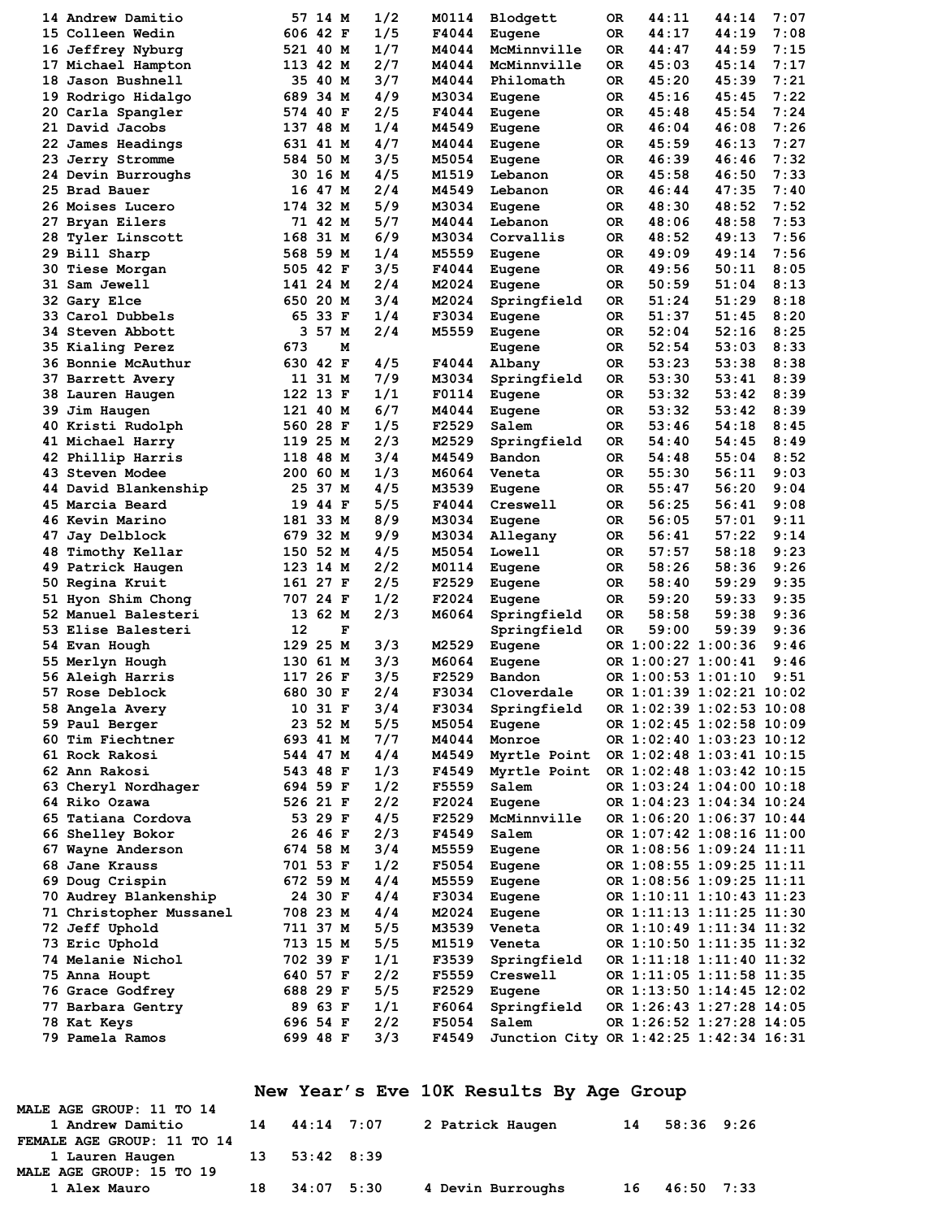| Place | Name | Bib | Age | Sex | Div Place | Div | City | State | Chip Time | Gun Time | Pace |
|---|---|---|---|---|---|---|---|---|---|---|---|
| 14 | Andrew Damitio | 57 | 14 | M | 1/2 | M0114 | Blodgett | OR | 44:11 | 44:14 | 7:07 |
| 15 | Colleen Wedin | 606 | 42 | F | 1/5 | F4044 | Eugene | OR | 44:17 | 44:19 | 7:08 |
| 16 | Jeffrey Nyburg | 521 | 40 | M | 1/7 | M4044 | McMinnville | OR | 44:47 | 44:59 | 7:15 |
| 17 | Michael Hampton | 113 | 42 | M | 2/7 | M4044 | McMinnville | OR | 45:03 | 45:14 | 7:17 |
| 18 | Jason Bushnell | 35 | 40 | M | 3/7 | M4044 | Philomath | OR | 45:20 | 45:39 | 7:21 |
| 19 | Rodrigo Hidalgo | 689 | 34 | M | 4/9 | M3034 | Eugene | OR | 45:16 | 45:45 | 7:22 |
| 20 | Carla Spangler | 574 | 40 | F | 2/5 | F4044 | Eugene | OR | 45:48 | 45:54 | 7:24 |
| 21 | David Jacobs | 137 | 48 | M | 1/4 | M4549 | Eugene | OR | 46:04 | 46:08 | 7:26 |
| 22 | James Headings | 631 | 41 | M | 4/7 | M4044 | Eugene | OR | 45:59 | 46:13 | 7:27 |
| 23 | Jerry Stromme | 584 | 50 | M | 3/5 | M5054 | Eugene | OR | 46:39 | 46:46 | 7:32 |
| 24 | Devin Burroughs | 30 | 16 | M | 4/5 | M1519 | Lebanon | OR | 45:58 | 46:50 | 7:33 |
| 25 | Brad Bauer | 16 | 47 | M | 2/4 | M4549 | Lebanon | OR | 46:44 | 47:35 | 7:40 |
| 26 | Moises Lucero | 174 | 32 | M | 5/9 | M3034 | Eugene | OR | 48:30 | 48:52 | 7:52 |
| 27 | Bryan Eilers | 71 | 42 | M | 5/7 | M4044 | Lebanon | OR | 48:06 | 48:58 | 7:53 |
| 28 | Tyler Linscott | 168 | 31 | M | 6/9 | M3034 | Corvallis | OR | 48:52 | 49:13 | 7:56 |
| 29 | Bill Sharp | 568 | 59 | M | 1/4 | M5559 | Eugene | OR | 49:09 | 49:14 | 7:56 |
| 30 | Tiese Morgan | 505 | 42 | F | 3/5 | F4044 | Eugene | OR | 49:56 | 50:11 | 8:05 |
| 31 | Sam Jewell | 141 | 24 | M | 2/4 | M2024 | Eugene | OR | 50:59 | 51:04 | 8:13 |
| 32 | Gary Elce | 650 | 20 | M | 3/4 | M2024 | Springfield | OR | 51:24 | 51:29 | 8:18 |
| 33 | Carol Dubbels | 65 | 33 | F | 1/4 | F3034 | Eugene | OR | 51:37 | 51:45 | 8:20 |
| 34 | Steven Abbott | 3 | 57 | M | 2/4 | M5559 | Eugene | OR | 52:04 | 52:16 | 8:25 |
| 35 | Kialing Perez | 673 | | M | | | Eugene | OR | 52:54 | 53:03 | 8:33 |
| 36 | Bonnie McAuthur | 630 | 42 | F | 4/5 | F4044 | Albany | OR | 53:23 | 53:38 | 8:38 |
| 37 | Barrett Avery | 11 | 31 | M | 7/9 | M3034 | Springfield | OR | 53:30 | 53:41 | 8:39 |
| 38 | Lauren Haugen | 122 | 13 | F | 1/1 | F0114 | Eugene | OR | 53:32 | 53:42 | 8:39 |
| 39 | Jim Haugen | 121 | 40 | M | 6/7 | M4044 | Eugene | OR | 53:32 | 53:42 | 8:39 |
| 40 | Kristi Rudolph | 560 | 28 | F | 1/5 | F2529 | Salem | OR | 53:46 | 54:18 | 8:45 |
| 41 | Michael Harry | 119 | 25 | M | 2/3 | M2529 | Springfield | OR | 54:40 | 54:45 | 8:49 |
| 42 | Phillip Harris | 118 | 48 | M | 3/4 | M4549 | Bandon | OR | 54:48 | 55:04 | 8:52 |
| 43 | Steven Modee | 200 | 60 | M | 1/3 | M6064 | Veneta | OR | 55:30 | 56:11 | 9:03 |
| 44 | David Blankenship | 25 | 37 | M | 4/5 | M3539 | Eugene | OR | 55:47 | 56:20 | 9:04 |
| 45 | Marcia Beard | 19 | 44 | F | 5/5 | F4044 | Creswell | OR | 56:25 | 56:41 | 9:08 |
| 46 | Kevin Marino | 181 | 33 | M | 8/9 | M3034 | Eugene | OR | 56:05 | 57:01 | 9:11 |
| 47 | Jay Delblock | 679 | 32 | M | 9/9 | M3034 | Allegany | OR | 56:41 | 57:22 | 9:14 |
| 48 | Timothy Kellar | 150 | 52 | M | 4/5 | M5054 | Lowell | OR | 57:57 | 58:18 | 9:23 |
| 49 | Patrick Haugen | 123 | 14 | M | 2/2 | M0114 | Eugene | OR | 58:26 | 58:36 | 9:26 |
| 50 | Regina Kruit | 161 | 27 | F | 2/5 | F2529 | Eugene | OR | 58:40 | 59:29 | 9:35 |
| 51 | Hyon Shim Chong | 707 | 24 | F | 1/2 | F2024 | Eugene | OR | 59:20 | 59:33 | 9:35 |
| 52 | Manuel Balesteri | 13 | 62 | M | 2/3 | M6064 | Springfield | OR | 58:58 | 59:38 | 9:36 |
| 53 | Elise Balesteri | 12 | | F | | | Springfield | OR | 59:00 | 59:39 | 9:36 |
| 54 | Evan Hough | 129 | 25 | M | 3/3 | M2529 | Eugene | OR | 1:00:22 | 1:00:36 | 9:46 |
| 55 | Merlyn Hough | 130 | 61 | M | 3/3 | M6064 | Eugene | OR | 1:00:27 | 1:00:41 | 9:46 |
| 56 | Aleigh Harris | 117 | 26 | F | 3/5 | F2529 | Bandon | OR | 1:00:53 | 1:01:10 | 9:51 |
| 57 | Rose Deblock | 680 | 30 | F | 2/4 | F3034 | Cloverdale | OR | 1:01:39 | 1:02:21 | 10:02 |
| 58 | Angela Avery | 10 | 31 | F | 3/4 | F3034 | Springfield | OR | 1:02:39 | 1:02:53 | 10:08 |
| 59 | Paul Berger | 23 | 52 | M | 5/5 | M5054 | Eugene | OR | 1:02:45 | 1:02:58 | 10:09 |
| 60 | Tim Fiechtner | 693 | 41 | M | 7/7 | M4044 | Monroe | OR | 1:02:40 | 1:03:23 | 10:12 |
| 61 | Rock Rakosi | 544 | 47 | M | 4/4 | M4549 | Myrtle Point | OR | 1:02:48 | 1:03:41 | 10:15 |
| 62 | Ann Rakosi | 543 | 48 | F | 1/3 | F4549 | Myrtle Point | OR | 1:02:48 | 1:03:42 | 10:15 |
| 63 | Cheryl Nordhager | 694 | 59 | F | 1/2 | F5559 | Salem | OR | 1:03:24 | 1:04:00 | 10:18 |
| 64 | Riko Ozawa | 526 | 21 | F | 2/2 | F2024 | Eugene | OR | 1:04:23 | 1:04:34 | 10:24 |
| 65 | Tatiana Cordova | 53 | 29 | F | 4/5 | F2529 | McMinnville | OR | 1:06:20 | 1:06:37 | 10:44 |
| 66 | Shelley Bokor | 26 | 46 | F | 2/3 | F4549 | Salem | OR | 1:07:42 | 1:08:16 | 11:00 |
| 67 | Wayne Anderson | 674 | 58 | M | 3/4 | M5559 | Eugene | OR | 1:08:56 | 1:09:24 | 11:11 |
| 68 | Jane Krauss | 701 | 53 | F | 1/2 | F5054 | Eugene | OR | 1:08:55 | 1:09:25 | 11:11 |
| 69 | Doug Crispin | 672 | 59 | M | 4/4 | M5559 | Eugene | OR | 1:08:56 | 1:09:25 | 11:11 |
| 70 | Audrey Blankenship | 24 | 30 | F | 4/4 | F3034 | Eugene | OR | 1:10:11 | 1:10:43 | 11:23 |
| 71 | Christopher Mussanel | 708 | 23 | M | 4/4 | M2024 | Eugene | OR | 1:11:13 | 1:11:25 | 11:30 |
| 72 | Jeff Uphold | 711 | 37 | M | 5/5 | M3539 | Veneta | OR | 1:10:49 | 1:11:34 | 11:32 |
| 73 | Eric Uphold | 713 | 15 | M | 5/5 | M1519 | Veneta | OR | 1:10:50 | 1:11:35 | 11:32 |
| 74 | Melanie Nichol | 702 | 39 | F | 1/1 | F3539 | Springfield | OR | 1:11:18 | 1:11:40 | 11:32 |
| 75 | Anna Houpt | 640 | 57 | F | 2/2 | F5559 | Creswell | OR | 1:11:05 | 1:11:58 | 11:35 |
| 76 | Grace Godfrey | 688 | 29 | F | 5/5 | F2529 | Eugene | OR | 1:13:50 | 1:14:45 | 12:02 |
| 77 | Barbara Gentry | 89 | 63 | F | 1/1 | F6064 | Springfield | OR | 1:26:43 | 1:27:28 | 14:05 |
| 78 | Kat Keys | 696 | 54 | F | 2/2 | F5054 | Salem | OR | 1:26:52 | 1:27:28 | 14:05 |
| 79 | Pamela Ramos | 699 | 48 | F | 3/3 | F4549 | Junction City | OR | 1:42:25 | 1:42:34 | 16:31 |

## New Year's Eve 10K Results By Age Group

**MALE AGE GROUP: 11 TO 14**

| Place | Name | Age | Time | Pace | Place | Name | Age | Time | Pace |
|---|---|---|---|---|---|---|---|---|---|
| 1 | Andrew Damitio | 14 | 44:14 | 7:07 | 2 | Patrick Haugen | 14 | 58:36 | 9:26 |

**FEMALE AGE GROUP: 11 TO 14**

| Place | Name | Age | Time | Pace |
|---|---|---|---|---|
| 1 | Lauren Haugen | 13 | 53:42 | 8:39 |

**MALE AGE GROUP: 15 TO 19**

| Place | Name | Age | Time | Pace | Place | Name | Age | Time | Pace |
|---|---|---|---|---|---|---|---|---|---|
| 1 | Alex Mauro | 18 | 34:07 | 5:30 | 4 | Devin Burroughs | 16 | 46:50 | 7:33 |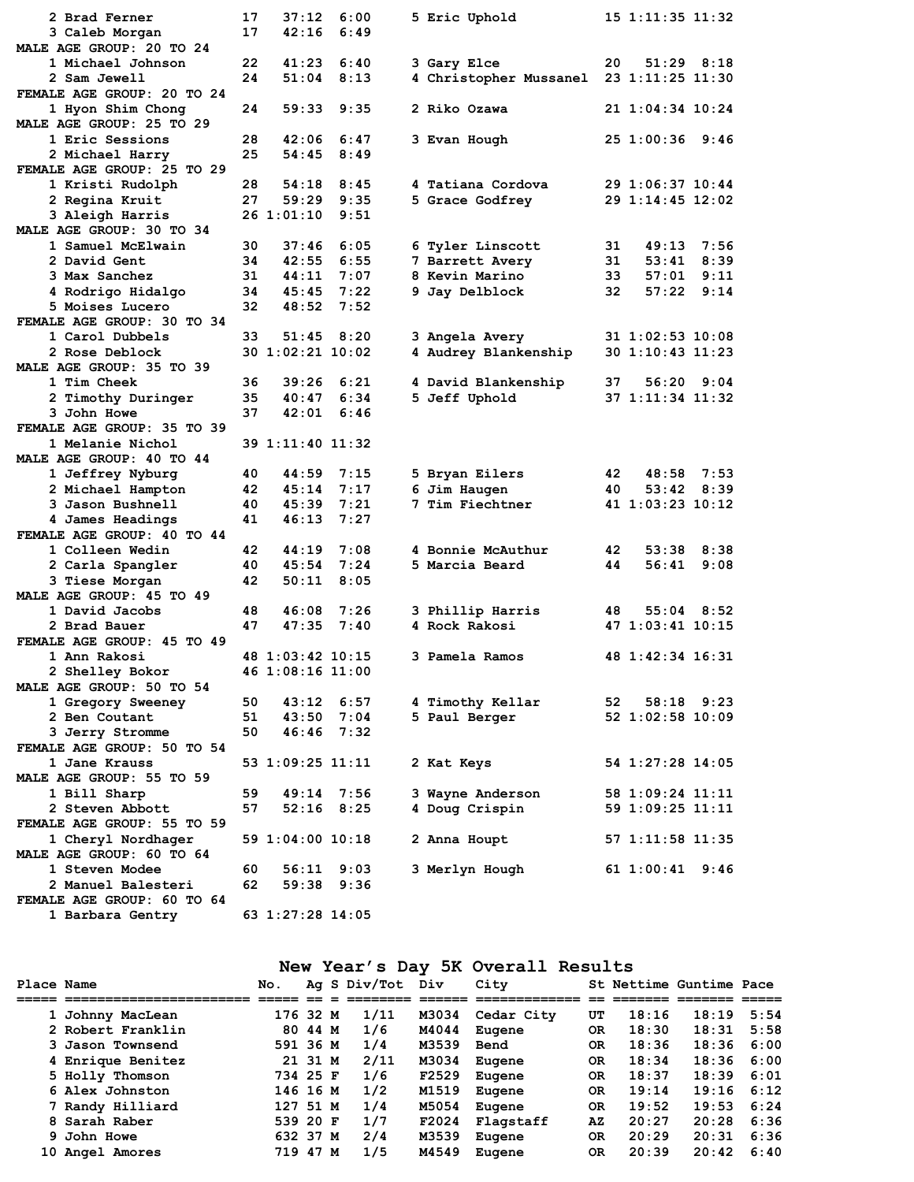| Place | Name | Age | Time | Pace | Place | Name | Age | Time | Pace |
|---|---|---|---|---|---|---|---|---|---|
| 2 | Brad Ferner | 17 | 37:12 | 6:00 | 5 | Eric Uphold | 15 | 1:11:35 | 11:32 |
| 3 | Caleb Morgan | 17 | 42:16 | 6:49 | | | | | |

**MALE AGE GROUP: 20 TO 24**

| Place | Name | Age | Time | Pace | Place | Name | Age | Time | Pace |
|---|---|---|---|---|---|---|---|---|---|
| 1 | Michael Johnson | 22 | 41:23 | 6:40 | 3 | Gary Elce | 20 | 51:29 | 8:18 |
| 2 | Sam Jewell | 24 | 51:04 | 8:13 | 4 | Christopher Mussanel | 23 | 1:11:25 | 11:30 |

**FEMALE AGE GROUP: 20 TO 24**

| Place | Name | Age | Time | Pace | Place | Name | Age | Time | Pace |
|---|---|---|---|---|---|---|---|---|---|
| 1 | Hyon Shim Chong | 24 | 59:33 | 9:35 | 2 | Riko Ozawa | 21 | 1:04:34 | 10:24 |

**MALE AGE GROUP: 25 TO 29**

| Place | Name | Age | Time | Pace | Place | Name | Age | Time | Pace |
|---|---|---|---|---|---|---|---|---|---|
| 1 | Eric Sessions | 28 | 42:06 | 6:47 | 3 | Evan Hough | 25 | 1:00:36 | 9:46 |
| 2 | Michael Harry | 25 | 54:45 | 8:49 | | | | | |

**FEMALE AGE GROUP: 25 TO 29**

| Place | Name | Age | Time | Pace | Place | Name | Age | Time | Pace |
|---|---|---|---|---|---|---|---|---|---|
| 1 | Kristi Rudolph | 28 | 54:18 | 8:45 | 4 | Tatiana Cordova | 29 | 1:06:37 | 10:44 |
| 2 | Regina Kruit | 27 | 59:29 | 9:35 | 5 | Grace Godfrey | 29 | 1:14:45 | 12:02 |
| 3 | Aleigh Harris | 26 | 1:01:10 | 9:51 | | | | | |

**MALE AGE GROUP: 30 TO 34**

| Place | Name | Age | Time | Pace | Place | Name | Age | Time | Pace |
|---|---|---|---|---|---|---|---|---|---|
| 1 | Samuel McElwain | 30 | 37:46 | 6:05 | 6 | Tyler Linscott | 31 | 49:13 | 7:56 |
| 2 | David Gent | 34 | 42:55 | 6:55 | 7 | Barrett Avery | 31 | 53:41 | 8:39 |
| 3 | Max Sanchez | 31 | 44:11 | 7:07 | 8 | Kevin Marino | 33 | 57:01 | 9:11 |
| 4 | Rodrigo Hidalgo | 34 | 45:45 | 7:22 | 9 | Jay Delblock | 32 | 57:22 | 9:14 |
| 5 | Moises Lucero | 32 | 48:52 | 7:52 | | | | | |

**FEMALE AGE GROUP: 30 TO 34**

| Place | Name | Age | Time | Pace | Place | Name | Age | Time | Pace |
|---|---|---|---|---|---|---|---|---|---|
| 1 | Carol Dubbels | 33 | 51:45 | 8:20 | 3 | Angela Avery | 31 | 1:02:53 | 10:08 |
| 2 | Rose Deblock | 30 | 1:02:21 | 10:02 | 4 | Audrey Blankenship | 30 | 1:10:43 | 11:23 |

**MALE AGE GROUP: 35 TO 39**

| Place | Name | Age | Time | Pace | Place | Name | Age | Time | Pace |
|---|---|---|---|---|---|---|---|---|---|
| 1 | Tim Cheek | 36 | 39:26 | 6:21 | 4 | David Blankenship | 37 | 56:20 | 9:04 |
| 2 | Timothy Duringer | 35 | 40:47 | 6:34 | 5 | Jeff Uphold | 37 | 1:11:34 | 11:32 |
| 3 | John Howe | 37 | 42:01 | 6:46 | | | | | |

**FEMALE AGE GROUP: 35 TO 39**

| Place | Name | Age | Time | Pace |
|---|---|---|---|---|
| 1 | Melanie Nichol | 39 | 1:11:40 | 11:32 |

**MALE AGE GROUP: 40 TO 44**

| Place | Name | Age | Time | Pace | Place | Name | Age | Time | Pace |
|---|---|---|---|---|---|---|---|---|---|
| 1 | Jeffrey Nyburg | 40 | 44:59 | 7:15 | 5 | Bryan Eilers | 42 | 48:58 | 7:53 |
| 2 | Michael Hampton | 42 | 45:14 | 7:17 | 6 | Jim Haugen | 40 | 53:42 | 8:39 |
| 3 | Jason Bushnell | 40 | 45:39 | 7:21 | 7 | Tim Fiechtner | 41 | 1:03:23 | 10:12 |
| 4 | James Headings | 41 | 46:13 | 7:27 | | | | | |

**FEMALE AGE GROUP: 40 TO 44**

| Place | Name | Age | Time | Pace | Place | Name | Age | Time | Pace |
|---|---|---|---|---|---|---|---|---|---|
| 1 | Colleen Wedin | 42 | 44:19 | 7:08 | 4 | Bonnie McAuthur | 42 | 53:38 | 8:38 |
| 2 | Carla Spangler | 40 | 45:54 | 7:24 | 5 | Marcia Beard | 44 | 56:41 | 9:08 |
| 3 | Tiese Morgan | 42 | 50:11 | 8:05 | | | | | |

**MALE AGE GROUP: 45 TO 49**

| Place | Name | Age | Time | Pace | Place | Name | Age | Time | Pace |
|---|---|---|---|---|---|---|---|---|---|
| 1 | David Jacobs | 48 | 46:08 | 7:26 | 3 | Phillip Harris | 48 | 55:04 | 8:52 |
| 2 | Brad Bauer | 47 | 47:35 | 7:40 | 4 | Rock Rakosi | 47 | 1:03:41 | 10:15 |

**FEMALE AGE GROUP: 45 TO 49**

| Place | Name | Age | Time | Pace | Place | Name | Age | Time | Pace |
|---|---|---|---|---|---|---|---|---|---|
| 1 | Ann Rakosi | 48 | 1:03:42 | 10:15 | 3 | Pamela Ramos | 48 | 1:42:34 | 16:31 |
| 2 | Shelley Bokor | 46 | 1:08:16 | 11:00 | | | | | |

**MALE AGE GROUP: 50 TO 54**

| Place | Name | Age | Time | Pace | Place | Name | Age | Time | Pace |
|---|---|---|---|---|---|---|---|---|---|
| 1 | Gregory Sweeney | 50 | 43:12 | 6:57 | 4 | Timothy Kellar | 52 | 58:18 | 9:23 |
| 2 | Ben Coutant | 51 | 43:50 | 7:04 | 5 | Paul Berger | 52 | 1:02:58 | 10:09 |
| 3 | Jerry Stromme | 50 | 46:46 | 7:32 | | | | | |

**FEMALE AGE GROUP: 50 TO 54**

| Place | Name | Age | Time | Pace | Place | Name | Age | Time | Pace |
|---|---|---|---|---|---|---|---|---|---|
| 1 | Jane Krauss | 53 | 1:09:25 | 11:11 | 2 | Kat Keys | 54 | 1:27:28 | 14:05 |

**MALE AGE GROUP: 55 TO 59**

| Place | Name | Age | Time | Pace | Place | Name | Age | Time | Pace |
|---|---|---|---|---|---|---|---|---|---|
| 1 | Bill Sharp | 59 | 49:14 | 7:56 | 3 | Wayne Anderson | 58 | 1:09:24 | 11:11 |
| 2 | Steven Abbott | 57 | 52:16 | 8:25 | 4 | Doug Crispin | 59 | 1:09:25 | 11:11 |

**FEMALE AGE GROUP: 55 TO 59**

| Place | Name | Age | Time | Pace | Place | Name | Age | Time | Pace |
|---|---|---|---|---|---|---|---|---|---|
| 1 | Cheryl Nordhager | 59 | 1:04:00 | 10:18 | 2 | Anna Houpt | 57 | 1:11:58 | 11:35 |

**MALE AGE GROUP: 60 TO 64**

| Place | Name | Age | Time | Pace | Place | Name | Age | Time | Pace |
|---|---|---|---|---|---|---|---|---|---|
| 1 | Steven Modee | 60 | 56:11 | 9:03 | 3 | Merlyn Hough | 61 | 1:00:41 | 9:46 |
| 2 | Manuel Balesteri | 62 | 59:38 | 9:36 | | | | | |

**FEMALE AGE GROUP: 60 TO 64**

| Place | Name | Age | Time | Pace |
|---|---|---|---|---|
| 1 | Barbara Gentry | 63 | 1:27:28 | 14:05 |

## New Year's Day 5K Overall Results

| Place | Name | No. | Ag | S | Div/Tot | Div | City | St | Nettime | Guntime | Pace |
|---|---|---|---|---|---|---|---|---|---|---|---|
| 1 | Johnny MacLean | 176 | 32 | M | 1/11 | M3034 | Cedar City | UT | 18:16 | 18:19 | 5:54 |
| 2 | Robert Franklin | 80 | 44 | M | 1/6 | M4044 | Eugene | OR | 18:30 | 18:31 | 5:58 |
| 3 | Jason Townsend | 591 | 36 | M | 1/4 | M3539 | Bend | OR | 18:36 | 18:36 | 6:00 |
| 4 | Enrique Benitez | 21 | 31 | M | 2/11 | M3034 | Eugene | OR | 18:34 | 18:36 | 6:00 |
| 5 | Holly Thomson | 734 | 25 | F | 1/6 | F2529 | Eugene | OR | 18:37 | 18:39 | 6:01 |
| 6 | Alex Johnston | 146 | 16 | M | 1/2 | M1519 | Eugene | OR | 19:14 | 19:16 | 6:12 |
| 7 | Randy Hilliard | 127 | 51 | M | 1/4 | M5054 | Eugene | OR | 19:52 | 19:53 | 6:24 |
| 8 | Sarah Raber | 539 | 20 | F | 1/7 | F2024 | Flagstaff | AZ | 20:27 | 20:28 | 6:36 |
| 9 | John Howe | 632 | 37 | M | 2/4 | M3539 | Eugene | OR | 20:29 | 20:31 | 6:36 |
| 10 | Angel Amores | 719 | 47 | M | 1/5 | M4549 | Eugene | OR | 20:39 | 20:42 | 6:40 |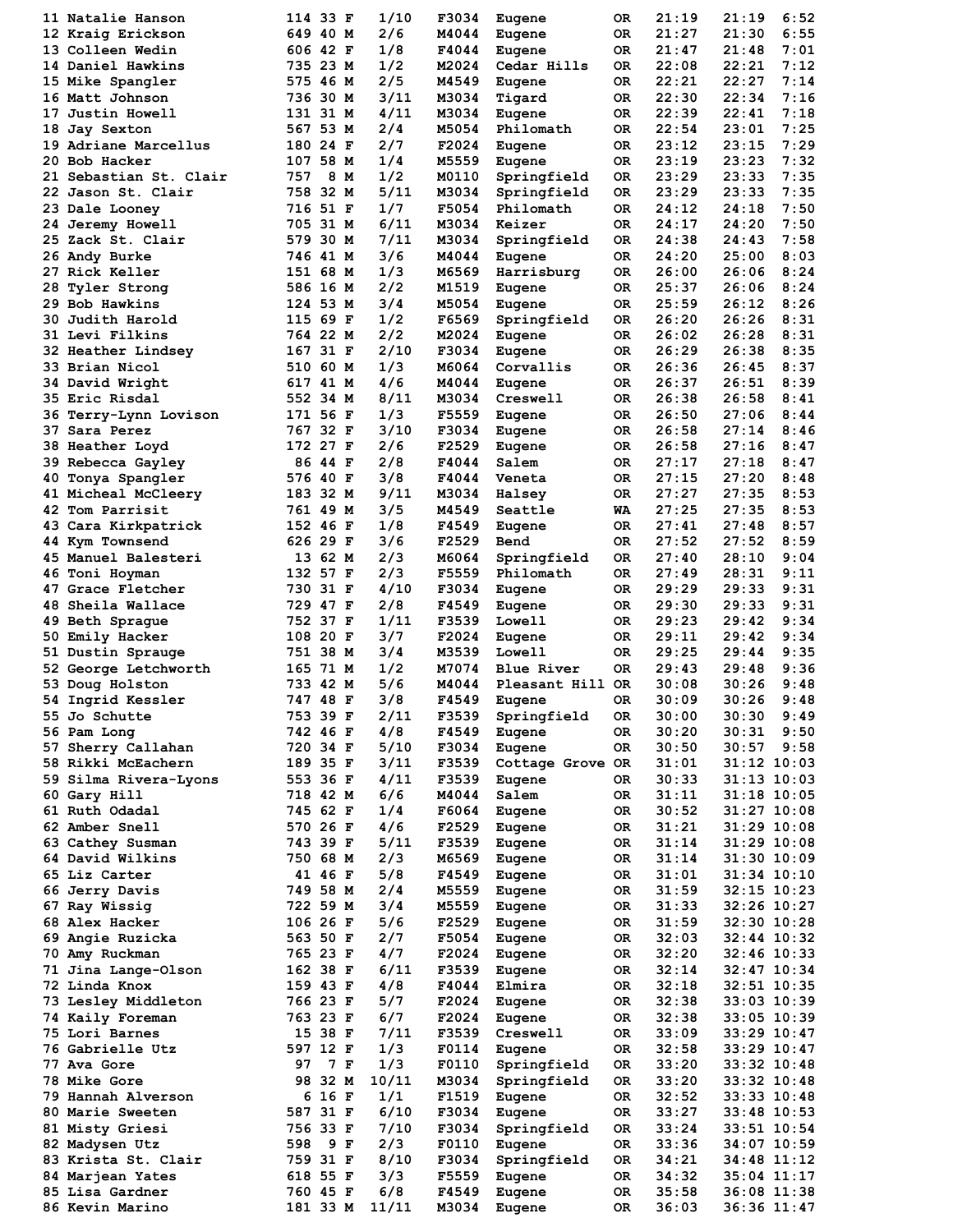```
11 Natalie Hanson          114 33 F    1/10    F3034  Eugene        OR    21:19    21:19  6:52
12 Kraig Erickson          649 40 M    2/6     M4044  Eugene        OR    21:27    21:30  6:55
13 Colleen Wedin           606 42 F    1/8     F4044  Eugene        OR    21:47    21:48  7:01
14 Daniel Hawkins          735 23 M    1/2     M2024  Cedar Hills   OR    22:08    22:21  7:12
15 Mike Spangler           575 46 M    2/5     M4549  Eugene        OR    22:21    22:27  7:14
16 Matt Johnson            736 30 M    3/11    M3034  Tigard        OR    22:30    22:34  7:16
17 Justin Howell           131 31 M    4/11    M3034  Eugene        OR    22:39    22:41  7:18
18 Jay Sexton              567 53 M    2/4     M5054  Philomath     OR    22:54    23:01  7:25
19 Adriane Marcellus       180 24 F    2/7     F2024  Eugene        OR    23:12    23:15  7:29
20 Bob Hacker              107 58 M    1/4     M5559  Eugene        OR    23:19    23:23  7:32
21 Sebastian St. Clair     757  8 M    1/2     M0110  Springfield   OR    23:29    23:33  7:35
22 Jason St. Clair         758 32 M    5/11    M3034  Springfield   OR    23:29    23:33  7:35
23 Dale Looney             716 51 F    1/7     F5054  Philomath     OR    24:12    24:18  7:50
24 Jeremy Howell           705 31 M    6/11    M3034  Keizer        OR    24:17    24:20  7:50
25 Zack St. Clair          579 30 M    7/11    M3034  Springfield   OR    24:38    24:43  7:58
26 Andy Burke              746 41 M    3/6     M4044  Eugene        OR    24:20    25:00  8:03
27 Rick Keller             151 68 M    1/3     M6569  Harrisburg    OR    26:00    26:06  8:24
28 Tyler Strong            586 16 M    2/2     M1519  Eugene        OR    25:37    26:06  8:24
29 Bob Hawkins             124 53 M    3/4     M5054  Eugene        OR    25:59    26:12  8:26
30 Judith Harold           115 69 F    1/2     F6569  Springfield   OR    26:20    26:26  8:31
31 Levi Filkins            764 22 M    2/2     M2024  Eugene        OR    26:02    26:28  8:31
32 Heather Lindsey         167 31 F    2/10    F3034  Eugene        OR    26:29    26:38  8:35
33 Brian Nicol             510 60 M    1/3     M6064  Corvallis     OR    26:36    26:45  8:37
34 David Wright            617 41 M    4/6     M4044  Eugene        OR    26:37    26:51  8:39
35 Eric Risdal             552 34 M    8/11    M3034  Creswell      OR    26:38    26:58  8:41
36 Terry-Lynn Lovison      171 56 F    1/3     F5559  Eugene        OR    26:50    27:06  8:44
37 Sara Perez              767 32 F    3/10    F3034  Eugene        OR    26:58    27:14  8:46
38 Heather Loyd            172 27 F    2/6     F2529  Eugene        OR    26:58    27:16  8:47
39 Rebecca Gayley           86 44 F    2/8     F4044  Salem         OR    27:17    27:18  8:47
40 Tonya Spangler          576 40 F    3/8     F4044  Veneta        OR    27:15    27:20  8:48
41 Micheal McCleery        183 32 M    9/11    M3034  Halsey        OR    27:27    27:35  8:53
42 Tom Parrisit            761 49 M    3/5     M4549  Seattle       WA    27:25    27:35  8:53
43 Cara Kirkpatrick        152 46 F    1/8     F4549  Eugene        OR    27:41    27:48  8:57
44 Kym Townsend            626 29 F    3/6     F2529  Bend          OR    27:52    27:52  8:59
45 Manuel Balesteri         13 62 M    2/3     M6064  Springfield   OR    27:40    28:10  9:04
46 Toni Hoyman             132 57 F    2/3     F5559  Philomath     OR    27:49    28:31  9:11
47 Grace Fletcher          730 31 F    4/10    F3034  Eugene        OR    29:29    29:33  9:31
48 Sheila Wallace          729 47 F    2/8     F4549  Eugene        OR    29:30    29:33  9:31
49 Beth Sprague            752 37 F    1/11    F3539  Lowell        OR    29:23    29:42  9:34
50 Emily Hacker            108 20 F    3/7     F2024  Eugene        OR    29:11    29:42  9:34
51 Dustin Sprauge          751 38 M    3/4     M3539  Lowell        OR    29:25    29:44  9:35
52 George Letchworth       165 71 M    1/2     M7074  Blue River    OR    29:43    29:48  9:36
53 Doug Holston            733 42 M    5/6     M4044  Pleasant Hill OR    30:08    30:26  9:48
54 Ingrid Kessler          747 48 F    3/8     F4549  Eugene        OR    30:09    30:26  9:48
55 Jo Schutte              753 39 F    2/11    F3539  Springfield   OR    30:00    30:30  9:49
56 Pam Long                742 46 F    4/8     F4549  Eugene        OR    30:20    30:31  9:50
57 Sherry Callahan         720 34 F    5/10    F3034  Eugene        OR    30:50    30:57  9:58
58 Rikki McEachern         189 35 F    3/11    F3539  Cottage Grove OR    31:01    31:12 10:03
59 Silma Rivera-Lyons      553 36 F    4/11    F3539  Eugene        OR    30:33    31:13 10:03
60 Gary Hill               718 42 M    6/6     M4044  Salem         OR    31:11    31:18 10:05
61 Ruth Odadal             745 62 F    1/4     F6064  Eugene        OR    30:52    31:27 10:08
62 Amber Snell             570 26 F    4/6     F2529  Eugene        OR    31:21    31:29 10:08
63 Cathey Susman           743 39 F    5/11    F3539  Eugene        OR    31:14    31:29 10:08
64 David Wilkins           750 68 M    2/3     M6569  Eugene        OR    31:14    31:30 10:09
65 Liz Carter               41 46 F    5/8     F4549  Eugene        OR    31:01    31:34 10:10
66 Jerry Davis             749 58 M    2/4     M5559  Eugene        OR    31:59    32:15 10:23
67 Ray Wissig              722 59 M    3/4     M5559  Eugene        OR    31:33    32:26 10:27
68 Alex Hacker             106 26 F    5/6     F2529  Eugene        OR    31:59    32:30 10:28
69 Angie Ruzicka           563 50 F    2/7     F5054  Eugene        OR    32:03    32:44 10:32
70 Amy Ruckman             765 23 F    4/7     F2024  Eugene        OR    32:20    32:46 10:33
71 Jina Lange-Olson        162 38 F    6/11    F3539  Eugene        OR    32:14    32:47 10:34
72 Linda Knox              159 43 F    4/8     F4044  Elmira        OR    32:18    32:51 10:35
73 Lesley Middleton        766 23 F    5/7     F2024  Eugene        OR    32:38    33:03 10:39
74 Kaily Foreman           763 23 F    6/7     F2024  Eugene        OR    32:38    33:05 10:39
75 Lori Barnes              15 38 F    7/11    F3539  Creswell      OR    33:09    33:29 10:47
76 Gabrielle Utz           597 12 F    1/3     F0114  Eugene        OR    32:58    33:29 10:47
77 Ava Gore                 97  7 F    1/3     F0110  Springfield   OR    33:20    33:32 10:48
78 Mike Gore                98 32 M    10/11   M3034  Springfield   OR    33:20    33:32 10:48
79 Hannah Alverson           6 16 F    1/1     F1519  Eugene        OR    32:52    33:33 10:48
80 Marie Sweeten           587 31 F    6/10    F3034  Eugene        OR    33:27    33:48 10:53
81 Misty Griesi            756 33 F    7/10    F3034  Springfield   OR    33:24    33:51 10:54
82 Madysen Utz             598  9 F    2/3     F0110  Eugene        OR    33:36    34:07 10:59
83 Krista St. Clair        759 31 F    8/10    F3034  Springfield   OR    34:21    34:48 11:12
84 Marjean Yates           618 55 F    3/3     F5559  Eugene        OR    34:32    35:04 11:17
85 Lisa Gardner            760 45 F    6/8     F4549  Eugene        OR    35:58    36:08 11:38
86 Kevin Marino            181 33 M    11/11   M3034  Eugene        OR    36:03    36:36 11:47
```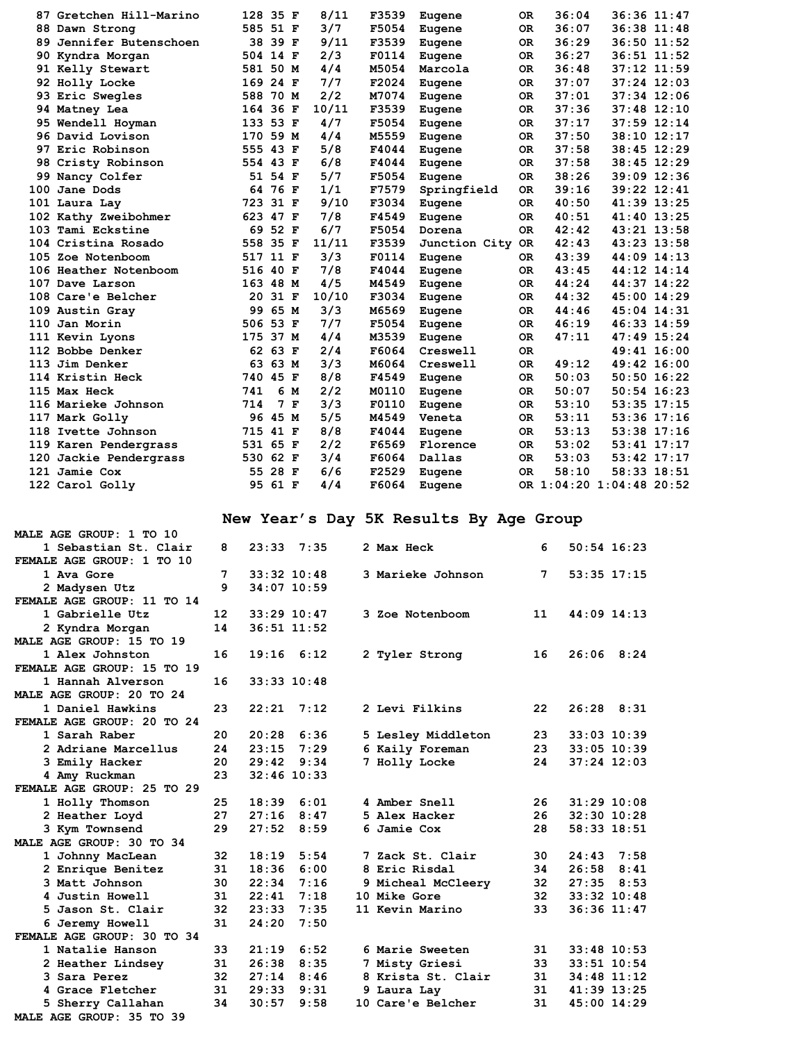| Place | Name | Bib | Age | Sex | Div Place | Division | City | State | Chip Time | Gun Time | Pace |
|---|---|---|---|---|---|---|---|---|---|---|---|
| 87 | Gretchen Hill-Marino | 128 | 35 | F | 8/11 | F3539 | Eugene | OR | 36:04 | 36:36 | 11:47 |
| 88 | Dawn Strong | 585 | 51 | F | 3/7 | F5054 | Eugene | OR | 36:07 | 36:38 | 11:48 |
| 89 | Jennifer Butenschoen | 38 | 39 | F | 9/11 | F3539 | Eugene | OR | 36:29 | 36:50 | 11:52 |
| 90 | Kyndra Morgan | 504 | 14 | F | 2/3 | F0114 | Eugene | OR | 36:27 | 36:51 | 11:52 |
| 91 | Kelly Stewart | 581 | 50 | M | 4/4 | M5054 | Marcola | OR | 36:48 | 37:12 | 11:59 |
| 92 | Holly Locke | 169 | 24 | F | 7/7 | F2024 | Eugene | OR | 37:07 | 37:24 | 12:03 |
| 93 | Eric Swegles | 588 | 70 | M | 2/2 | M7074 | Eugene | OR | 37:01 | 37:34 | 12:06 |
| 94 | Matney Lea | 164 | 36 | F | 10/11 | F3539 | Eugene | OR | 37:36 | 37:48 | 12:10 |
| 95 | Wendell Hoyman | 133 | 53 | F | 4/7 | F5054 | Eugene | OR | 37:17 | 37:59 | 12:14 |
| 96 | David Lovison | 170 | 59 | M | 4/4 | M5559 | Eugene | OR | 37:50 | 38:10 | 12:17 |
| 97 | Eric Robinson | 555 | 43 | F | 5/8 | F4044 | Eugene | OR | 37:58 | 38:45 | 12:29 |
| 98 | Cristy Robinson | 554 | 43 | F | 6/8 | F4044 | Eugene | OR | 37:58 | 38:45 | 12:29 |
| 99 | Nancy Colfer | 51 | 54 | F | 5/7 | F5054 | Eugene | OR | 38:26 | 39:09 | 12:36 |
| 100 | Jane Dods | 64 | 76 | F | 1/1 | F7579 | Springfield | OR | 39:16 | 39:22 | 12:41 |
| 101 | Laura Lay | 723 | 31 | F | 9/10 | F3034 | Eugene | OR | 40:50 | 41:39 | 13:25 |
| 102 | Kathy Zweibohmer | 623 | 47 | F | 7/8 | F4549 | Eugene | OR | 40:51 | 41:40 | 13:25 |
| 103 | Tami Eckstine | 69 | 52 | F | 6/7 | F5054 | Dorena | OR | 42:42 | 43:21 | 13:58 |
| 104 | Cristina Rosado | 558 | 35 | F | 11/11 | F3539 | Junction City | OR | 42:43 | 43:23 | 13:58 |
| 105 | Zoe Notenboom | 517 | 11 | F | 3/3 | F0114 | Eugene | OR | 43:39 | 44:09 | 14:13 |
| 106 | Heather Notenboom | 516 | 40 | F | 7/8 | F4044 | Eugene | OR | 43:45 | 44:12 | 14:14 |
| 107 | Dave Larson | 163 | 48 | M | 4/5 | M4549 | Eugene | OR | 44:24 | 44:37 | 14:22 |
| 108 | Care'e Belcher | 20 | 31 | F | 10/10 | F3034 | Eugene | OR | 44:32 | 45:00 | 14:29 |
| 109 | Austin Gray | 99 | 65 | M | 3/3 | M6569 | Eugene | OR | 44:46 | 45:04 | 14:31 |
| 110 | Jan Morin | 506 | 53 | F | 7/7 | F5054 | Eugene | OR | 46:19 | 46:33 | 14:59 |
| 111 | Kevin Lyons | 175 | 37 | M | 4/4 | M3539 | Eugene | OR | 47:11 | 47:49 | 15:24 |
| 112 | Bobbe Denker | 62 | 63 | F | 2/4 | F6064 | Creswell | OR | | 49:41 | 16:00 |
| 113 | Jim Denker | 63 | 63 | M | 3/3 | M6064 | Creswell | OR | 49:12 | 49:42 | 16:00 |
| 114 | Kristin Heck | 740 | 45 | F | 8/8 | F4549 | Eugene | OR | 50:03 | 50:50 | 16:22 |
| 115 | Max Heck | 741 | 6 | M | 2/2 | M0110 | Eugene | OR | 50:07 | 50:54 | 16:23 |
| 116 | Marieke Johnson | 714 | 7 | F | 3/3 | F0110 | Eugene | OR | 53:10 | 53:35 | 17:15 |
| 117 | Mark Golly | 96 | 45 | M | 5/5 | M4549 | Veneta | OR | 53:11 | 53:36 | 17:16 |
| 118 | Ivette Johnson | 715 | 41 | F | 8/8 | F4044 | Eugene | OR | 53:13 | 53:38 | 17:16 |
| 119 | Karen Pendergrass | 531 | 65 | F | 2/2 | F6569 | Florence | OR | 53:02 | 53:41 | 17:17 |
| 120 | Jackie Pendergrass | 530 | 62 | F | 3/4 | F6064 | Dallas | OR | 53:03 | 53:42 | 17:17 |
| 121 | Jamie Cox | 55 | 28 | F | 6/6 | F2529 | Eugene | OR | 58:10 | 58:33 | 18:51 |
| 122 | Carol Golly | 95 | 61 | F | 4/4 | F6064 | Eugene | OR | 1:04:20 | 1:04:48 | 20:52 |

## New Year's Day 5K Results By Age Group

**MALE AGE GROUP: 1 TO 10**

| Place | Name | Age | Time | Pace |
|---|---|---|---|---|
| 1 | Sebastian St. Clair | 8 | 23:33 | 7:35 |
| 2 | Max Heck | 6 | 50:54 | 16:23 |

**FEMALE AGE GROUP: 1 TO 10**

| Place | Name | Age | Time | Pace |
|---|---|---|---|---|
| 1 | Ava Gore | 7 | 33:32 | 10:48 |
| 2 | Madysen Utz | 9 | 34:07 | 10:59 |
| 3 | Marieke Johnson | 7 | 53:35 | 17:15 |

**FEMALE AGE GROUP: 11 TO 14**

| Place | Name | Age | Time | Pace |
|---|---|---|---|---|
| 1 | Gabrielle Utz | 12 | 33:29 | 10:47 |
| 2 | Kyndra Morgan | 14 | 36:51 | 11:52 |
| 3 | Zoe Notenboom | 11 | 44:09 | 14:13 |

**MALE AGE GROUP: 15 TO 19**

| Place | Name | Age | Time | Pace |
|---|---|---|---|---|
| 1 | Alex Johnston | 16 | 19:16 | 6:12 |
| 2 | Tyler Strong | 16 | 26:06 | 8:24 |

**FEMALE AGE GROUP: 15 TO 19**

| Place | Name | Age | Time | Pace |
|---|---|---|---|---|
| 1 | Hannah Alverson | 16 | 33:33 | 10:48 |

**MALE AGE GROUP: 20 TO 24**

| Place | Name | Age | Time | Pace |
|---|---|---|---|---|
| 1 | Daniel Hawkins | 23 | 22:21 | 7:12 |
| 2 | Levi Filkins | 22 | 26:28 | 8:31 |

**FEMALE AGE GROUP: 20 TO 24**

| Place | Name | Age | Time | Pace |
|---|---|---|---|---|
| 1 | Sarah Raber | 20 | 20:28 | 6:36 |
| 2 | Adriane Marcellus | 24 | 23:15 | 7:29 |
| 3 | Emily Hacker | 20 | 29:42 | 9:34 |
| 4 | Amy Ruckman | 23 | 32:46 | 10:33 |
| 5 | Lesley Middleton | 23 | 33:03 | 10:39 |
| 6 | Kaily Foreman | 23 | 33:05 | 10:39 |
| 7 | Holly Locke | 24 | 37:24 | 12:03 |

**FEMALE AGE GROUP: 25 TO 29**

| Place | Name | Age | Time | Pace |
|---|---|---|---|---|
| 1 | Holly Thomson | 25 | 18:39 | 6:01 |
| 2 | Heather Loyd | 27 | 27:16 | 8:47 |
| 3 | Kym Townsend | 29 | 27:52 | 8:59 |
| 4 | Amber Snell | 26 | 31:29 | 10:08 |
| 5 | Alex Hacker | 26 | 32:30 | 10:28 |
| 6 | Jamie Cox | 28 | 58:33 | 18:51 |

**MALE AGE GROUP: 30 TO 34**

| Place | Name | Age | Time | Pace |
|---|---|---|---|---|
| 1 | Johnny MacLean | 32 | 18:19 | 5:54 |
| 2 | Enrique Benitez | 31 | 18:36 | 6:00 |
| 3 | Matt Johnson | 30 | 22:34 | 7:16 |
| 4 | Justin Howell | 31 | 22:41 | 7:18 |
| 5 | Jason St. Clair | 32 | 23:33 | 7:35 |
| 6 | Jeremy Howell | 31 | 24:20 | 7:50 |
| 7 | Zack St. Clair | 30 | 24:43 | 7:58 |
| 8 | Eric Risdal | 34 | 26:58 | 8:41 |
| 9 | Micheal McCleery | 32 | 27:35 | 8:53 |
| 10 | Mike Gore | 32 | 33:32 | 10:48 |
| 11 | Kevin Marino | 33 | 36:36 | 11:47 |

**FEMALE AGE GROUP: 30 TO 34**

| Place | Name | Age | Time | Pace |
|---|---|---|---|---|
| 1 | Natalie Hanson | 33 | 21:19 | 6:52 |
| 2 | Heather Lindsey | 31 | 26:38 | 8:35 |
| 3 | Sara Perez | 32 | 27:14 | 8:46 |
| 4 | Grace Fletcher | 31 | 29:33 | 9:31 |
| 5 | Sherry Callahan | 34 | 30:57 | 9:58 |
| 6 | Marie Sweeten | 31 | 33:48 | 10:53 |
| 7 | Misty Griesi | 33 | 33:51 | 10:54 |
| 8 | Krista St. Clair | 31 | 34:48 | 11:12 |
| 9 | Laura Lay | 31 | 41:39 | 13:25 |
| 10 | Care'e Belcher | 31 | 45:00 | 14:29 |

**MALE AGE GROUP: 35 TO 39**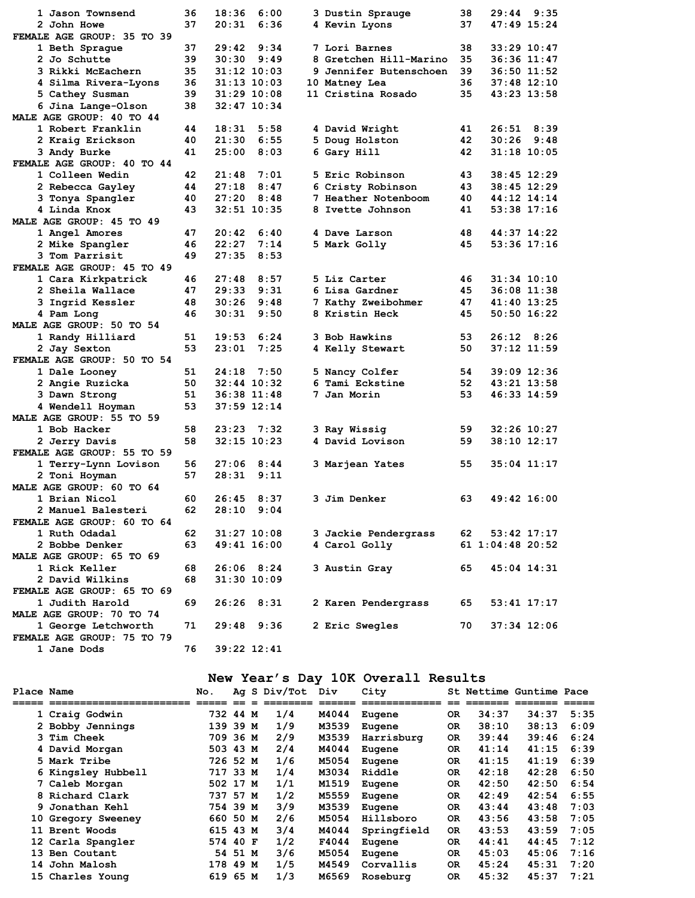| Place | Name | Age | Time | Pace |
|---|---|---|---|---|
| 1 | Jason Townsend | 36 | 18:36 | 6:00 |
| 2 | John Howe | 37 | 20:31 | 6:36 |
| 3 | Dustin Spraugue | 38 | 29:44 | 9:35 |
| 4 | Kevin Lyons | 37 | 47:49 | 15:24 |

**FEMALE AGE GROUP: 35 TO 39**

| Place | Name | Age | Time | Pace |
|---|---|---|---|---|
| 1 | Beth Sprague | 37 | 29:42 | 9:34 |
| 2 | Jo Schutte | 39 | 30:30 | 9:49 |
| 3 | Rikki McEachern | 35 | 31:12 | 10:03 |
| 4 | Silma Rivera-Lyons | 36 | 31:13 | 10:03 |
| 5 | Cathey Susman | 39 | 31:29 | 10:08 |
| 6 | Jina Lange-Olson | 38 | 32:47 | 10:34 |
| 7 | Lori Barnes | 38 | 33:29 | 10:47 |
| 8 | Gretchen Hill-Marino | 35 | 36:36 | 11:47 |
| 9 | Jennifer Butenschoen | 39 | 36:50 | 11:52 |
| 10 | Matney Lea | 36 | 37:48 | 12:10 |
| 11 | Cristina Rosado | 35 | 43:23 | 13:58 |

**MALE AGE GROUP: 40 TO 44**

| Place | Name | Age | Time | Pace |
|---|---|---|---|---|
| 1 | Robert Franklin | 44 | 18:31 | 5:58 |
| 2 | Kraig Erickson | 40 | 21:30 | 6:55 |
| 3 | Andy Burke | 41 | 25:00 | 8:03 |
| 4 | David Wright | 41 | 26:51 | 8:39 |
| 5 | Doug Holston | 42 | 30:26 | 9:48 |
| 6 | Gary Hill | 42 | 31:18 | 10:05 |

**FEMALE AGE GROUP: 40 TO 44**

| Place | Name | Age | Time | Pace |
|---|---|---|---|---|
| 1 | Colleen Wedin | 42 | 21:48 | 7:01 |
| 2 | Rebecca Gayley | 44 | 27:18 | 8:47 |
| 3 | Tonya Spangler | 40 | 27:20 | 8:48 |
| 4 | Linda Knox | 43 | 32:51 | 10:35 |
| 5 | Eric Robinson | 43 | 38:45 | 12:29 |
| 6 | Cristy Robinson | 43 | 38:45 | 12:29 |
| 7 | Heather Notenboom | 40 | 44:12 | 14:14 |
| 8 | Ivette Johnson | 41 | 53:38 | 17:16 |

**MALE AGE GROUP: 45 TO 49**

| Place | Name | Age | Time | Pace |
|---|---|---|---|---|
| 1 | Angel Amores | 47 | 20:42 | 6:40 |
| 2 | Mike Spangler | 46 | 22:27 | 7:14 |
| 3 | Tom Parrisit | 49 | 27:35 | 8:53 |
| 4 | Dave Larson | 48 | 44:37 | 14:22 |
| 5 | Mark Golly | 45 | 53:36 | 17:16 |

**FEMALE AGE GROUP: 45 TO 49**

| Place | Name | Age | Time | Pace |
|---|---|---|---|---|
| 1 | Cara Kirkpatrick | 46 | 27:48 | 8:57 |
| 2 | Sheila Wallace | 47 | 29:33 | 9:31 |
| 3 | Ingrid Kessler | 48 | 30:26 | 9:48 |
| 4 | Pam Long | 46 | 30:31 | 9:50 |
| 5 | Liz Carter | 46 | 31:34 | 10:10 |
| 6 | Lisa Gardner | 45 | 36:08 | 11:38 |
| 7 | Kathy Zweibohmer | 47 | 41:40 | 13:25 |
| 8 | Kristin Heck | 45 | 50:50 | 16:22 |

**MALE AGE GROUP: 50 TO 54**

| Place | Name | Age | Time | Pace |
|---|---|---|---|---|
| 1 | Randy Hilliard | 51 | 19:53 | 6:24 |
| 2 | Jay Sexton | 53 | 23:01 | 7:25 |
| 3 | Bob Hawkins | 53 | 26:12 | 8:26 |
| 4 | Kelly Stewart | 50 | 37:12 | 11:59 |

**FEMALE AGE GROUP: 50 TO 54**

| Place | Name | Age | Time | Pace |
|---|---|---|---|---|
| 1 | Dale Looney | 51 | 24:18 | 7:50 |
| 2 | Angie Ruzicka | 50 | 32:44 | 10:32 |
| 3 | Dawn Strong | 51 | 36:38 | 11:48 |
| 4 | Wendell Hoyman | 53 | 37:59 | 12:14 |
| 5 | Nancy Colfer | 54 | 39:09 | 12:36 |
| 6 | Tami Eckstine | 52 | 43:21 | 13:58 |
| 7 | Jan Morin | 53 | 46:33 | 14:59 |

**MALE AGE GROUP: 55 TO 59**

| Place | Name | Age | Time | Pace |
|---|---|---|---|---|
| 1 | Bob Hacker | 58 | 23:23 | 7:32 |
| 2 | Jerry Davis | 58 | 32:15 | 10:23 |
| 3 | Ray Wissig | 59 | 32:26 | 10:27 |
| 4 | David Lovison | 59 | 38:10 | 12:17 |

**FEMALE AGE GROUP: 55 TO 59**

| Place | Name | Age | Time | Pace |
|---|---|---|---|---|
| 1 | Terry-Lynn Lovison | 56 | 27:06 | 8:44 |
| 2 | Toni Hoyman | 57 | 28:31 | 9:11 |
| 3 | Marjean Yates | 55 | 35:04 | 11:17 |

**MALE AGE GROUP: 60 TO 64**

| Place | Name | Age | Time | Pace |
|---|---|---|---|---|
| 1 | Brian Nicol | 60 | 26:45 | 8:37 |
| 2 | Manuel Balesteri | 62 | 28:10 | 9:04 |
| 3 | Jim Denker | 63 | 49:42 | 16:00 |

**FEMALE AGE GROUP: 60 TO 64**

| Place | Name | Age | Time | Pace |
|---|---|---|---|---|
| 1 | Ruth Odadal | 62 | 31:27 | 10:08 |
| 2 | Bobbe Denker | 63 | 49:41 | 16:00 |
| 3 | Jackie Pendergrass | 62 | 53:42 | 17:17 |
| 4 | Carol Golly | 61 | 1:04:48 | 20:52 |

**MALE AGE GROUP: 65 TO 69**

| Place | Name | Age | Time | Pace |
|---|---|---|---|---|
| 1 | Rick Keller | 68 | 26:06 | 8:24 |
| 2 | David Wilkins | 68 | 31:30 | 10:09 |
| 3 | Austin Gray | 65 | 45:04 | 14:31 |

**FEMALE AGE GROUP: 65 TO 69**

| Place | Name | Age | Time | Pace |
|---|---|---|---|---|
| 1 | Judith Harold | 69 | 26:26 | 8:31 |
| 2 | Karen Pendergrass | 65 | 53:41 | 17:17 |

**MALE AGE GROUP: 70 TO 74**

| Place | Name | Age | Time | Pace |
|---|---|---|---|---|
| 1 | George Letchworth | 71 | 29:48 | 9:36 |
| 2 | Eric Swegles | 70 | 37:34 | 12:06 |

**FEMALE AGE GROUP: 75 TO 79**

| Place | Name | Age | Time | Pace |
|---|---|---|---|---|
| 1 | Jane Dods | 76 | 39:22 | 12:41 |

## New Year's Day 10K Overall Results

| Place | Name | No. | Ag | S | Div/Tot | Div | City | St | Nettime | Guntime | Pace |
|---|---|---|---|---|---|---|---|---|---|---|---|
| 1 | Craig Godwin | 732 | 44 | M | 1/4 | M4044 | Eugene | OR | 34:37 | 34:37 | 5:35 |
| 2 | Bobby Jennings | 139 | 39 | M | 1/9 | M3539 | Eugene | OR | 38:10 | 38:13 | 6:09 |
| 3 | Tim Cheek | 709 | 36 | M | 2/9 | M3539 | Harrisburg | OR | 39:44 | 39:46 | 6:24 |
| 4 | David Morgan | 503 | 43 | M | 2/4 | M4044 | Eugene | OR | 41:14 | 41:15 | 6:39 |
| 5 | Mark Tribe | 726 | 52 | M | 1/6 | M5054 | Eugene | OR | 41:15 | 41:19 | 6:39 |
| 6 | Kingsley Hubbell | 717 | 33 | M | 1/4 | M3034 | Riddle | OR | 42:18 | 42:28 | 6:50 |
| 7 | Caleb Morgan | 502 | 17 | M | 1/1 | M1519 | Eugene | OR | 42:50 | 42:50 | 6:54 |
| 8 | Richard Clark | 737 | 57 | M | 1/2 | M5559 | Eugene | OR | 42:49 | 42:54 | 6:55 |
| 9 | Jonathan Kehl | 754 | 39 | M | 3/9 | M3539 | Eugene | OR | 43:44 | 43:48 | 7:03 |
| 10 | Gregory Sweeney | 660 | 50 | M | 2/6 | M5054 | Hillsboro | OR | 43:56 | 43:58 | 7:05 |
| 11 | Brent Woods | 615 | 43 | M | 3/4 | M4044 | Springfield | OR | 43:53 | 43:59 | 7:05 |
| 12 | Carla Spangler | 574 | 40 | F | 1/2 | F4044 | Eugene | OR | 44:41 | 44:45 | 7:12 |
| 13 | Ben Coutant | 54 | 51 | M | 3/6 | M5054 | Eugene | OR | 45:03 | 45:06 | 7:16 |
| 14 | John Malosh | 178 | 49 | M | 1/5 | M4549 | Corvallis | OR | 45:24 | 45:31 | 7:20 |
| 15 | Charles Young | 619 | 65 | M | 1/3 | M6569 | Roseburg | OR | 45:32 | 45:37 | 7:21 |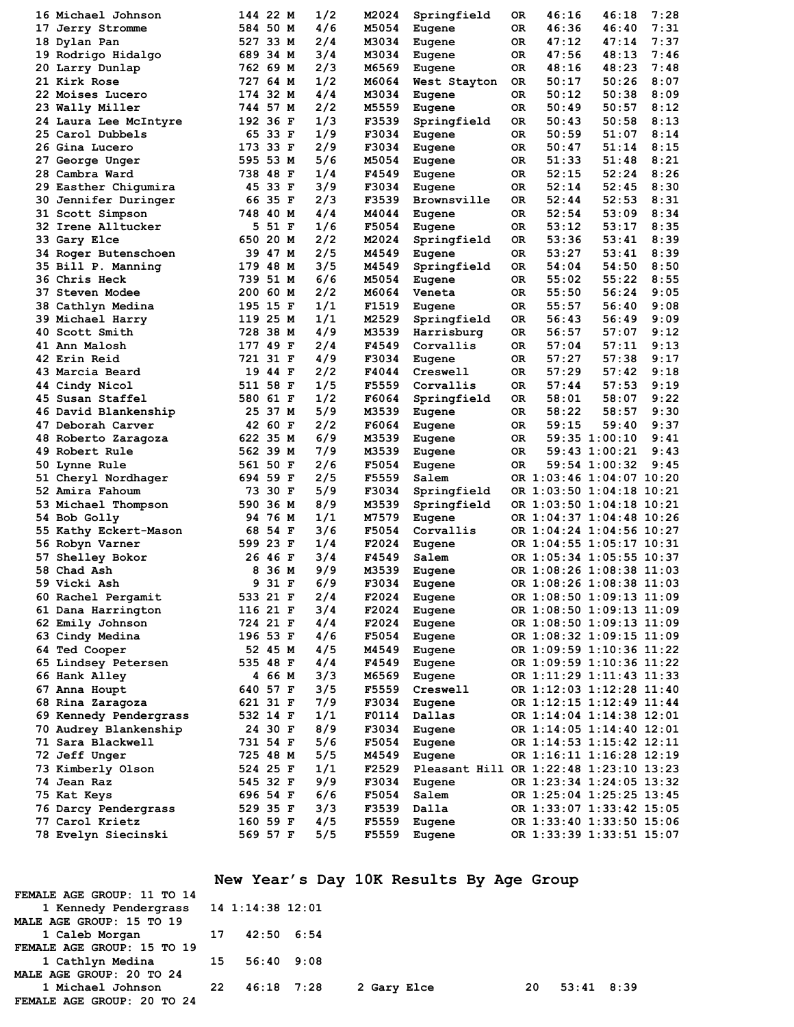| Place | Name | Bib | Age | Sex | Div Place | Div | City | St | Chip Time | Gun Time | Pace |
|---|---|---|---|---|---|---|---|---|---|---|---|
| 16 | Michael Johnson | 144 | 22 | M | 1/2 | M2024 | Springfield | OR | 46:16 | 46:18 | 7:28 |
| 17 | Jerry Stromme | 584 | 50 | M | 4/6 | M5054 | Eugene | OR | 46:36 | 46:40 | 7:31 |
| 18 | Dylan Pan | 527 | 33 | M | 2/4 | M3034 | Eugene | OR | 47:12 | 47:14 | 7:37 |
| 19 | Rodrigo Hidalgo | 689 | 34 | M | 3/4 | M3034 | Eugene | OR | 47:56 | 48:13 | 7:46 |
| 20 | Larry Dunlap | 762 | 69 | M | 2/3 | M6569 | Eugene | OR | 48:16 | 48:23 | 7:48 |
| 21 | Kirk Rose | 727 | 64 | M | 1/2 | M6064 | West Stayton | OR | 50:17 | 50:26 | 8:07 |
| 22 | Moises Lucero | 174 | 32 | M | 4/4 | M3034 | Eugene | OR | 50:12 | 50:38 | 8:09 |
| 23 | Wally Miller | 744 | 57 | M | 2/2 | M5559 | Eugene | OR | 50:49 | 50:57 | 8:12 |
| 24 | Laura Lee McIntyre | 192 | 36 | F | 1/3 | F3539 | Springfield | OR | 50:43 | 50:58 | 8:13 |
| 25 | Carol Dubbels | 65 | 33 | F | 1/9 | F3034 | Eugene | OR | 50:59 | 51:07 | 8:14 |
| 26 | Gina Lucero | 173 | 33 | F | 2/9 | F3034 | Eugene | OR | 50:47 | 51:14 | 8:15 |
| 27 | George Unger | 595 | 53 | M | 5/6 | M5054 | Eugene | OR | 51:33 | 51:48 | 8:21 |
| 28 | Cambra Ward | 738 | 48 | F | 1/4 | F4549 | Eugene | OR | 52:15 | 52:24 | 8:26 |
| 29 | Easther Chigumira | 45 | 33 | F | 3/9 | F3034 | Eugene | OR | 52:14 | 52:45 | 8:30 |
| 30 | Jennifer Duringer | 66 | 35 | F | 2/3 | F3539 | Brownsville | OR | 52:44 | 52:53 | 8:31 |
| 31 | Scott Simpson | 748 | 40 | M | 4/4 | M4044 | Eugene | OR | 52:54 | 53:09 | 8:34 |
| 32 | Irene Alltucker | 5 | 51 | F | 1/6 | F5054 | Eugene | OR | 53:12 | 53:17 | 8:35 |
| 33 | Gary Elce | 650 | 20 | M | 2/2 | M2024 | Springfield | OR | 53:36 | 53:41 | 8:39 |
| 34 | Roger Butenschoen | 39 | 47 | M | 2/5 | M4549 | Eugene | OR | 53:27 | 53:41 | 8:39 |
| 35 | Bill P. Manning | 179 | 48 | M | 3/5 | M4549 | Springfield | OR | 54:04 | 54:50 | 8:50 |
| 36 | Chris Heck | 739 | 51 | M | 6/6 | M5054 | Eugene | OR | 55:02 | 55:22 | 8:55 |
| 37 | Steven Modee | 200 | 60 | M | 2/2 | M6064 | Veneta | OR | 55:50 | 56:24 | 9:05 |
| 38 | Cathlyn Medina | 195 | 15 | F | 1/1 | F1519 | Eugene | OR | 55:57 | 56:40 | 9:08 |
| 39 | Michael Harry | 119 | 25 | M | 1/1 | M2529 | Springfield | OR | 56:43 | 56:49 | 9:09 |
| 40 | Scott Smith | 728 | 38 | M | 4/9 | M3539 | Harrisburg | OR | 56:57 | 57:07 | 9:12 |
| 41 | Ann Malosh | 177 | 49 | F | 2/4 | F4549 | Corvallis | OR | 57:04 | 57:11 | 9:13 |
| 42 | Erin Reid | 721 | 31 | F | 4/9 | F3034 | Eugene | OR | 57:27 | 57:38 | 9:17 |
| 43 | Marcia Beard | 19 | 44 | F | 2/2 | F4044 | Creswell | OR | 57:29 | 57:42 | 9:18 |
| 44 | Cindy Nicol | 511 | 58 | F | 1/5 | F5559 | Corvallis | OR | 57:44 | 57:53 | 9:19 |
| 45 | Susan Staffel | 580 | 61 | F | 1/2 | F6064 | Springfield | OR | 58:01 | 58:07 | 9:22 |
| 46 | David Blankenship | 25 | 37 | M | 5/9 | M3539 | Eugene | OR | 58:22 | 58:57 | 9:30 |
| 47 | Deborah Carver | 42 | 60 | F | 2/2 | F6064 | Eugene | OR | 59:15 | 59:40 | 9:37 |
| 48 | Roberto Zaragoza | 622 | 35 | M | 6/9 | M3539 | Eugene | OR | 59:35 | 1:00:10 | 9:41 |
| 49 | Robert Rule | 562 | 39 | M | 7/9 | M3539 | Eugene | OR | 59:43 | 1:00:21 | 9:43 |
| 50 | Lynne Rule | 561 | 50 | F | 2/6 | F5054 | Eugene | OR | 59:54 | 1:00:32 | 9:45 |
| 51 | Cheryl Nordhager | 694 | 59 | F | 2/5 | F5559 | Salem | OR | 1:03:46 | 1:04:07 | 10:20 |
| 52 | Amira Fahoum | 73 | 30 | F | 5/9 | F3034 | Springfield | OR | 1:03:50 | 1:04:18 | 10:21 |
| 53 | Michael Thompson | 590 | 36 | M | 8/9 | M3539 | Springfield | OR | 1:03:50 | 1:04:18 | 10:21 |
| 54 | Bob Golly | 94 | 76 | M | 1/1 | M7579 | Eugene | OR | 1:04:37 | 1:04:48 | 10:26 |
| 55 | Kathy Eckert-Mason | 68 | 54 | F | 3/6 | F5054 | Corvallis | OR | 1:04:24 | 1:04:56 | 10:27 |
| 56 | Robyn Varner | 599 | 23 | F | 1/4 | F2024 | Eugene | OR | 1:04:55 | 1:05:17 | 10:31 |
| 57 | Shelley Bokor | 26 | 46 | F | 3/4 | F4549 | Salem | OR | 1:05:34 | 1:05:55 | 10:37 |
| 58 | Chad Ash | 8 | 36 | M | 9/9 | M3539 | Eugene | OR | 1:08:26 | 1:08:38 | 11:03 |
| 59 | Vicki Ash | 9 | 31 | F | 6/9 | F3034 | Eugene | OR | 1:08:26 | 1:08:38 | 11:03 |
| 60 | Rachel Pergamit | 533 | 21 | F | 2/4 | F2024 | Eugene | OR | 1:08:50 | 1:09:13 | 11:09 |
| 61 | Dana Harrington | 116 | 21 | F | 3/4 | F2024 | Eugene | OR | 1:08:50 | 1:09:13 | 11:09 |
| 62 | Emily Johnson | 724 | 21 | F | 4/4 | F2024 | Eugene | OR | 1:08:50 | 1:09:13 | 11:09 |
| 63 | Cindy Medina | 196 | 53 | F | 4/6 | F5054 | Eugene | OR | 1:08:32 | 1:09:15 | 11:09 |
| 64 | Ted Cooper | 52 | 45 | M | 4/5 | M4549 | Eugene | OR | 1:09:59 | 1:10:36 | 11:22 |
| 65 | Lindsey Petersen | 535 | 48 | F | 4/4 | F4549 | Eugene | OR | 1:09:59 | 1:10:36 | 11:22 |
| 66 | Hank Alley | 4 | 66 | M | 3/3 | M6569 | Eugene | OR | 1:11:29 | 1:11:43 | 11:33 |
| 67 | Anna Houpt | 640 | 57 | F | 3/5 | F5559 | Creswell | OR | 1:12:03 | 1:12:28 | 11:40 |
| 68 | Rina Zaragoza | 621 | 31 | F | 7/9 | F3034 | Eugene | OR | 1:12:15 | 1:12:49 | 11:44 |
| 69 | Kennedy Pendergrass | 532 | 14 | F | 1/1 | F0114 | Dallas | OR | 1:14:04 | 1:14:38 | 12:01 |
| 70 | Audrey Blankenship | 24 | 30 | F | 8/9 | F3034 | Eugene | OR | 1:14:05 | 1:14:40 | 12:01 |
| 71 | Sara Blackwell | 731 | 54 | F | 5/6 | F5054 | Eugene | OR | 1:14:53 | 1:15:42 | 12:11 |
| 72 | Jeff Unger | 725 | 48 | M | 5/5 | M4549 | Eugene | OR | 1:16:11 | 1:16:28 | 12:19 |
| 73 | Kimberly Olson | 524 | 25 | F | 1/1 | F2529 | Pleasant Hill | OR | 1:22:48 | 1:23:10 | 13:23 |
| 74 | Jean Raz | 545 | 32 | F | 9/9 | F3034 | Eugene | OR | 1:23:34 | 1:24:05 | 13:32 |
| 75 | Kat Keys | 696 | 54 | F | 6/6 | F5054 | Salem | OR | 1:25:04 | 1:25:25 | 13:45 |
| 76 | Darcy Pendergrass | 529 | 35 | F | 3/3 | F3539 | Dalla | OR | 1:33:07 | 1:33:42 | 15:05 |
| 77 | Carol Krietz | 160 | 59 | F | 4/5 | F5559 | Eugene | OR | 1:33:40 | 1:33:50 | 15:06 |
| 78 | Evelyn Siecinski | 569 | 57 | F | 5/5 | F5559 | Eugene | OR | 1:33:39 | 1:33:51 | 15:07 |

## New Year's Day 10K Results By Age Group

**FEMALE AGE GROUP: 11 TO 14**

1 Kennedy Pendergrass 14 1:14:38 12:01

**MALE AGE GROUP: 15 TO 19**

1 Caleb Morgan 17 42:50 6:54

**FEMALE AGE GROUP: 15 TO 19**

1 Cathlyn Medina 15 56:40 9:08

**MALE AGE GROUP: 20 TO 24**

1 Michael Johnson 22 46:18 7:28 — 2 Gary Elce 20 53:41 8:39

**FEMALE AGE GROUP: 20 TO 24**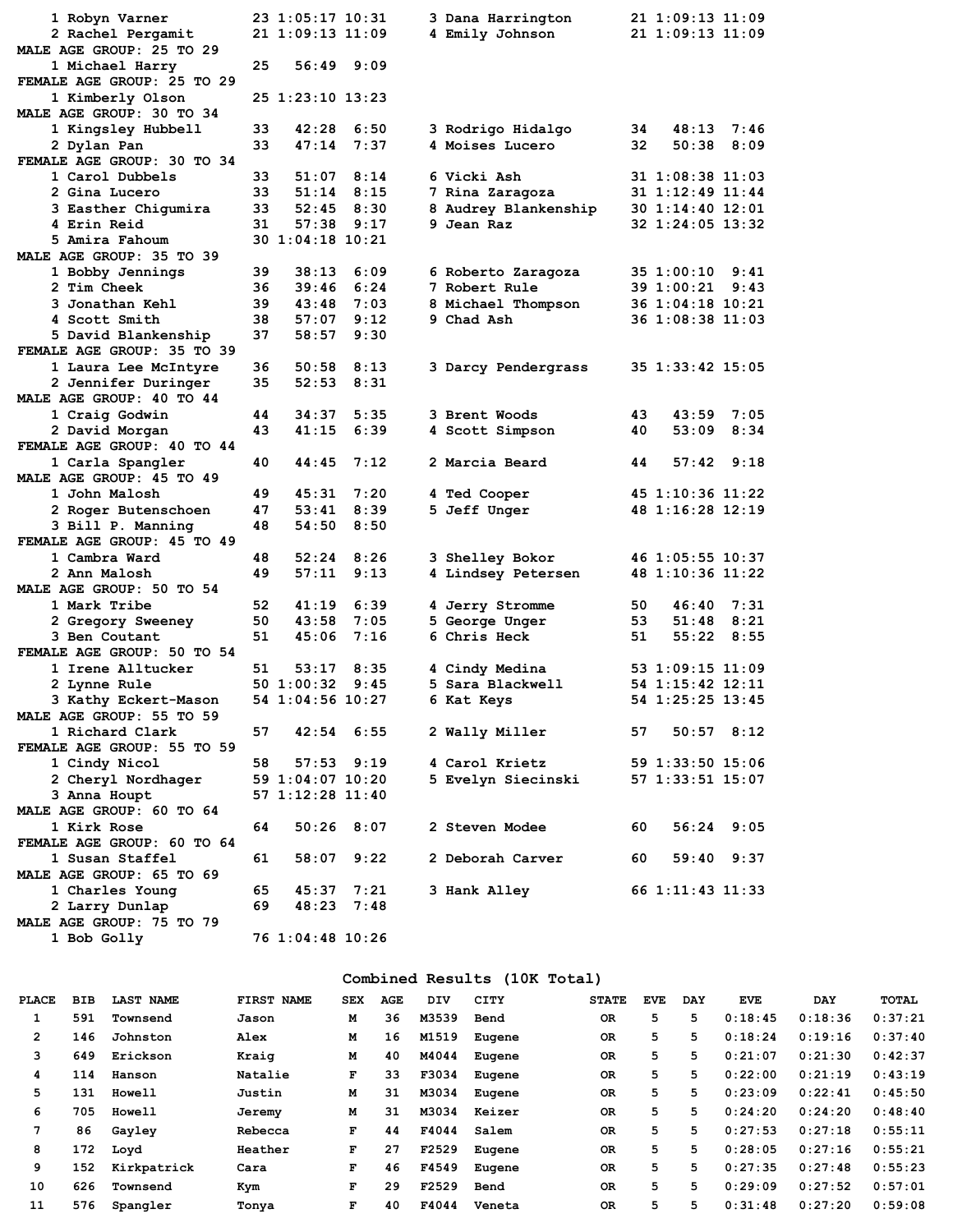```
    1 Robyn Varner          23 1:05:17 10:31     3 Dana Harrington       21 1:09:13 11:09
    2 Rachel Pergamit       21 1:09:13 11:09     4 Emily Johnson         21 1:09:13 11:09
MALE AGE GROUP: 25 TO 29
    1 Michael Harry         25   56:49  9:09
FEMALE AGE GROUP: 25 TO 29
    1 Kimberly Olson        25 1:23:10 13:23
MALE AGE GROUP: 30 TO 34
    1 Kingsley Hubbell      33   42:28  6:50     3 Rodrigo Hidalgo       34   48:13  7:46
    2 Dylan Pan             33   47:14  7:37     4 Moises Lucero         32   50:38  8:09
FEMALE AGE GROUP: 30 TO 34
    1 Carol Dubbels         33   51:07  8:14     6 Vicki Ash             31 1:08:38 11:03
    2 Gina Lucero           33   51:14  8:15     7 Rina Zaragoza         31 1:12:49 11:44
    3 Easther Chigumira     33   52:45  8:30     8 Audrey Blankenship    30 1:14:40 12:01
    4 Erin Reid             31   57:38  9:17     9 Jean Raz              32 1:24:05 13:32
    5 Amira Fahoum          30 1:04:18 10:21
MALE AGE GROUP: 35 TO 39
    1 Bobby Jennings        39   38:13  6:09     6 Roberto Zaragoza      35 1:00:10  9:41
    2 Tim Cheek             36   39:46  6:24     7 Robert Rule           39 1:00:21  9:43
    3 Jonathan Kehl         39   43:48  7:03     8 Michael Thompson      36 1:04:18 10:21
    4 Scott Smith           38   57:07  9:12     9 Chad Ash              36 1:08:38 11:03
    5 David Blankenship     37   58:57  9:30
FEMALE AGE GROUP: 35 TO 39
    1 Laura Lee McIntyre    36   50:58  8:13     3 Darcy Pendergrass     35 1:33:42 15:05
    2 Jennifer Duringer     35   52:53  8:31
MALE AGE GROUP: 40 TO 44
    1 Craig Godwin          44   34:37  5:35     3 Brent Woods           43   43:59  7:05
    2 David Morgan          43   41:15  6:39     4 Scott Simpson         40   53:09  8:34
FEMALE AGE GROUP: 40 TO 44
    1 Carla Spangler        40   44:45  7:12     2 Marcia Beard          44   57:42  9:18
MALE AGE GROUP: 45 TO 49
    1 John Malosh           49   45:31  7:20     4 Ted Cooper            45 1:10:36 11:22
    2 Roger Butenschoen     47   53:41  8:39     5 Jeff Unger            48 1:16:28 12:19
    3 Bill P. Manning       48   54:50  8:50
FEMALE AGE GROUP: 45 TO 49
    1 Cambra Ward           48   52:24  8:26     3 Shelley Bokor         46 1:05:55 10:37
    2 Ann Malosh            49   57:11  9:13     4 Lindsey Petersen      48 1:10:36 11:22
MALE AGE GROUP: 50 TO 54
    1 Mark Tribe            52   41:19  6:39     4 Jerry Stromme         50   46:40  7:31
    2 Gregory Sweeney       50   43:58  7:05     5 George Unger          53   51:48  8:21
    3 Ben Coutant           51   45:06  7:16     6 Chris Heck            51   55:22  8:55
FEMALE AGE GROUP: 50 TO 54
    1 Irene Alltucker       51   53:17  8:35     4 Cindy Medina          53 1:09:15 11:09
    2 Lynne Rule            50 1:00:32  9:45     5 Sara Blackwell        54 1:15:42 12:11
    3 Kathy Eckert-Mason    54 1:04:56 10:27     6 Kat Keys              54 1:25:25 13:45
MALE AGE GROUP: 55 TO 59
    1 Richard Clark         57   42:54  6:55     2 Wally Miller          57   50:57  8:12
FEMALE AGE GROUP: 55 TO 59
    1 Cindy Nicol           58   57:53  9:19     4 Carol Krietz          59 1:33:50 15:06
    2 Cheryl Nordhager      59 1:04:07 10:20     5 Evelyn Siecinski      57 1:33:51 15:07
    3 Anna Houpt            57 1:12:28 11:40
MALE AGE GROUP: 60 TO 64
    1 Kirk Rose             64   50:26  8:07     2 Steven Modee          60   56:24  9:05
FEMALE AGE GROUP: 60 TO 64
    1 Susan Staffel         61   58:07  9:22     2 Deborah Carver        60   59:40  9:37
MALE AGE GROUP: 65 TO 69
    1 Charles Young         65   45:37  7:21     3 Hank Alley            66 1:11:43 11:33
    2 Larry Dunlap          69   48:23  7:48
MALE AGE GROUP: 75 TO 79
    1 Bob Golly             76 1:04:48 10:26
```

## Combined Results (10K Total)

| PLACE | BIB | LAST NAME | FIRST NAME | SEX | AGE | DIV | CITY | STATE | EVE | DAY | EVE | DAY | TOTAL |
|---|---|---|---|---|---|---|---|---|---|---|---|---|---|
| 1 | 591 | Townsend | Jason | M | 36 | M3539 | Bend | OR | 5 | 5 | 0:18:45 | 0:18:36 | 0:37:21 |
| 2 | 146 | Johnston | Alex | M | 16 | M1519 | Eugene | OR | 5 | 5 | 0:18:24 | 0:19:16 | 0:37:40 |
| 3 | 649 | Erickson | Kraig | M | 40 | M4044 | Eugene | OR | 5 | 5 | 0:21:07 | 0:21:30 | 0:42:37 |
| 4 | 114 | Hanson | Natalie | F | 33 | F3034 | Eugene | OR | 5 | 5 | 0:22:00 | 0:21:19 | 0:43:19 |
| 5 | 131 | Howell | Justin | M | 31 | M3034 | Eugene | OR | 5 | 5 | 0:23:09 | 0:22:41 | 0:45:50 |
| 6 | 705 | Howell | Jeremy | M | 31 | M3034 | Keizer | OR | 5 | 5 | 0:24:20 | 0:24:20 | 0:48:40 |
| 7 | 86 | Gayley | Rebecca | F | 44 | F4044 | Salem | OR | 5 | 5 | 0:27:53 | 0:27:18 | 0:55:11 |
| 8 | 172 | Loyd | Heather | F | 27 | F2529 | Eugene | OR | 5 | 5 | 0:28:05 | 0:27:16 | 0:55:21 |
| 9 | 152 | Kirkpatrick | Cara | F | 46 | F4549 | Eugene | OR | 5 | 5 | 0:27:35 | 0:27:48 | 0:55:23 |
| 10 | 626 | Townsend | Kym | F | 29 | F2529 | Bend | OR | 5 | 5 | 0:29:09 | 0:27:52 | 0:57:01 |
| 11 | 576 | Spangler | Tonya | F | 40 | F4044 | Veneta | OR | 5 | 5 | 0:31:48 | 0:27:20 | 0:59:08 |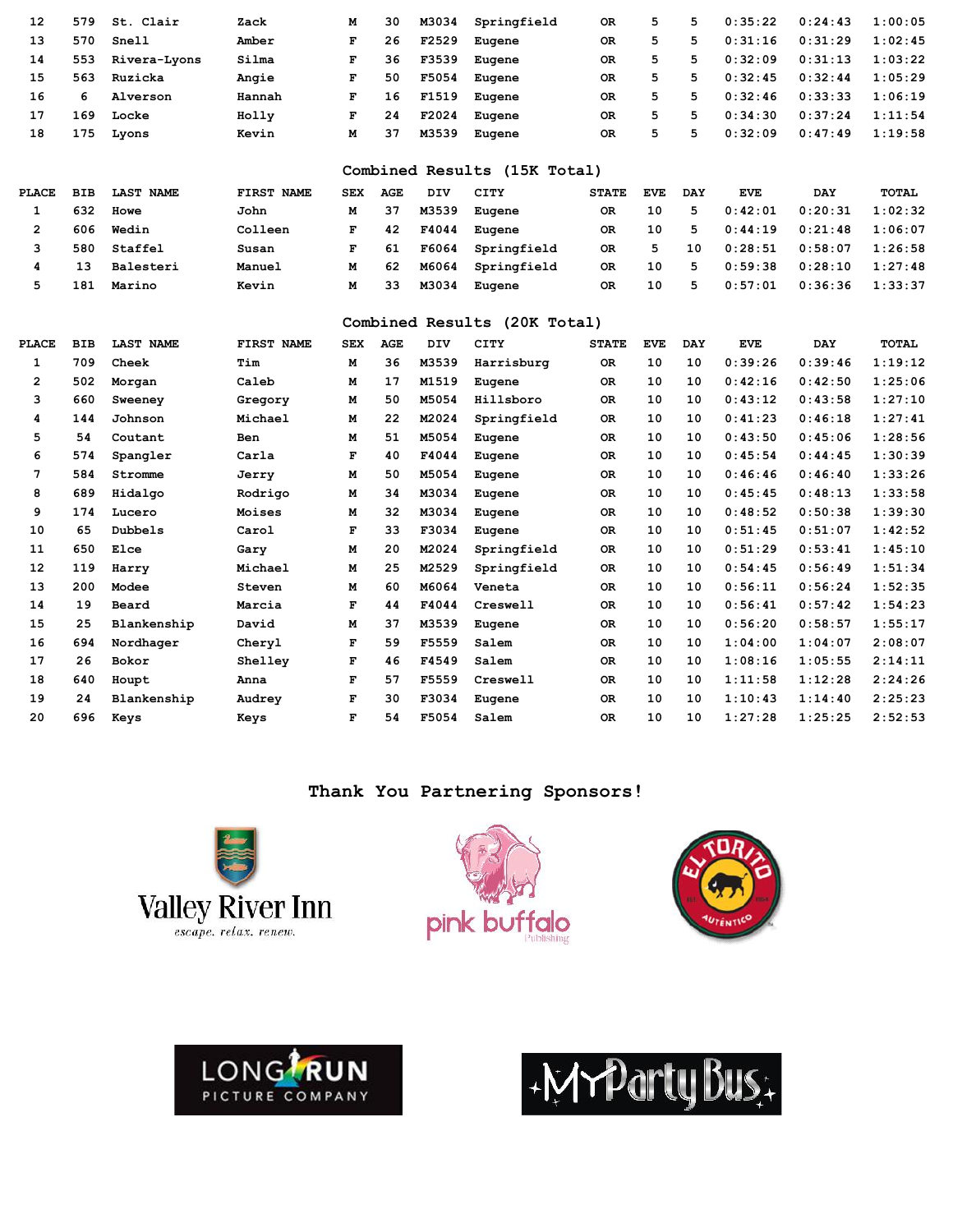| | | | | | | | | | | | | | |
|---|---|---|---|---|---|---|---|---|---|---|---|---|---|
| 12 | 579 | St. Clair | Zack | M | 30 | M3034 | Springfield | OR | 5 | 5 | 0:35:22 | 0:24:43 | 1:00:05 |
| 13 | 570 | Snell | Amber | F | 26 | F2529 | Eugene | OR | 5 | 5 | 0:31:16 | 0:31:29 | 1:02:45 |
| 14 | 553 | Rivera-Lyons | Silma | F | 36 | F3539 | Eugene | OR | 5 | 5 | 0:32:09 | 0:31:13 | 1:03:22 |
| 15 | 563 | Ruzicka | Angie | F | 50 | F5054 | Eugene | OR | 5 | 5 | 0:32:45 | 0:32:44 | 1:05:29 |
| 16 | 6 | Alverson | Hannah | F | 16 | F1519 | Eugene | OR | 5 | 5 | 0:32:46 | 0:33:33 | 1:06:19 |
| 17 | 169 | Locke | Holly | F | 24 | F2024 | Eugene | OR | 5 | 5 | 0:34:30 | 0:37:24 | 1:11:54 |
| 18 | 175 | Lyons | Kevin | M | 37 | M3539 | Eugene | OR | 5 | 5 | 0:32:09 | 0:47:49 | 1:19:58 |

## Combined Results (15K Total)

| PLACE | BIB | LAST NAME | FIRST NAME | SEX | AGE | DIV | CITY | STATE | EVE | DAY | EVE | DAY | TOTAL |
|---|---|---|---|---|---|---|---|---|---|---|---|---|---|
| 1 | 632 | Howe | John | M | 37 | M3539 | Eugene | OR | 10 | 5 | 0:42:01 | 0:20:31 | 1:02:32 |
| 2 | 606 | Wedin | Colleen | F | 42 | F4044 | Eugene | OR | 10 | 5 | 0:44:19 | 0:21:48 | 1:06:07 |
| 3 | 580 | Staffel | Susan | F | 61 | F6064 | Springfield | OR | 5 | 10 | 0:28:51 | 0:58:07 | 1:26:58 |
| 4 | 13 | Balesteri | Manuel | M | 62 | M6064 | Springfield | OR | 10 | 5 | 0:59:38 | 0:28:10 | 1:27:48 |
| 5 | 181 | Marino | Kevin | M | 33 | M3034 | Eugene | OR | 10 | 5 | 0:57:01 | 0:36:36 | 1:33:37 |

## Combined Results (20K Total)

| PLACE | BIB | LAST NAME | FIRST NAME | SEX | AGE | DIV | CITY | STATE | EVE | DAY | EVE | DAY | TOTAL |
|---|---|---|---|---|---|---|---|---|---|---|---|---|---|
| 1 | 709 | Cheek | Tim | M | 36 | M3539 | Harrisburg | OR | 10 | 10 | 0:39:26 | 0:39:46 | 1:19:12 |
| 2 | 502 | Morgan | Caleb | M | 17 | M1519 | Eugene | OR | 10 | 10 | 0:42:16 | 0:42:50 | 1:25:06 |
| 3 | 660 | Sweeney | Gregory | M | 50 | M5054 | Hillsboro | OR | 10 | 10 | 0:43:12 | 0:43:58 | 1:27:10 |
| 4 | 144 | Johnson | Michael | M | 22 | M2024 | Springfield | OR | 10 | 10 | 0:41:23 | 0:46:18 | 1:27:41 |
| 5 | 54 | Coutant | Ben | M | 51 | M5054 | Eugene | OR | 10 | 10 | 0:43:50 | 0:45:06 | 1:28:56 |
| 6 | 574 | Spangler | Carla | F | 40 | F4044 | Eugene | OR | 10 | 10 | 0:45:54 | 0:44:45 | 1:30:39 |
| 7 | 584 | Stromme | Jerry | M | 50 | M5054 | Eugene | OR | 10 | 10 | 0:46:46 | 0:46:40 | 1:33:26 |
| 8 | 689 | Hidalgo | Rodrigo | M | 34 | M3034 | Eugene | OR | 10 | 10 | 0:45:45 | 0:48:13 | 1:33:58 |
| 9 | 174 | Lucero | Moises | M | 32 | M3034 | Eugene | OR | 10 | 10 | 0:48:52 | 0:50:38 | 1:39:30 |
| 10 | 65 | Dubbels | Carol | F | 33 | F3034 | Eugene | OR | 10 | 10 | 0:51:45 | 0:51:07 | 1:42:52 |
| 11 | 650 | Elce | Gary | M | 20 | M2024 | Springfield | OR | 10 | 10 | 0:51:29 | 0:53:41 | 1:45:10 |
| 12 | 119 | Harry | Michael | M | 25 | M2529 | Springfield | OR | 10 | 10 | 0:54:45 | 0:56:49 | 1:51:34 |
| 13 | 200 | Modee | Steven | M | 60 | M6064 | Veneta | OR | 10 | 10 | 0:56:11 | 0:56:24 | 1:52:35 |
| 14 | 19 | Beard | Marcia | F | 44 | F4044 | Creswell | OR | 10 | 10 | 0:56:41 | 0:57:42 | 1:54:23 |
| 15 | 25 | Blankenship | David | M | 37 | M3539 | Eugene | OR | 10 | 10 | 0:56:20 | 0:58:57 | 1:55:17 |
| 16 | 694 | Nordhager | Cheryl | F | 59 | F5559 | Salem | OR | 10 | 10 | 1:04:00 | 1:04:07 | 2:08:07 |
| 17 | 26 | Bokor | Shelley | F | 46 | F4549 | Salem | OR | 10 | 10 | 1:08:16 | 1:05:55 | 2:14:11 |
| 18 | 640 | Houpt | Anna | F | 57 | F5559 | Creswell | OR | 10 | 10 | 1:11:58 | 1:12:28 | 2:24:26 |
| 19 | 24 | Blankenship | Audrey | F | 30 | F3034 | Eugene | OR | 10 | 10 | 1:10:43 | 1:14:40 | 2:25:23 |
| 20 | 696 | Keys | Keys | F | 54 | F5054 | Salem | OR | 10 | 10 | 1:27:28 | 1:25:25 | 2:52:53 |

## Thank You Partnering Sponsors!

Valley River Inn
*escape. relax. renew.*

pink buffalo
Publishing

El Torito
Auténtico

LONG RUN
PICTURE COMPANY

MyPartyBus